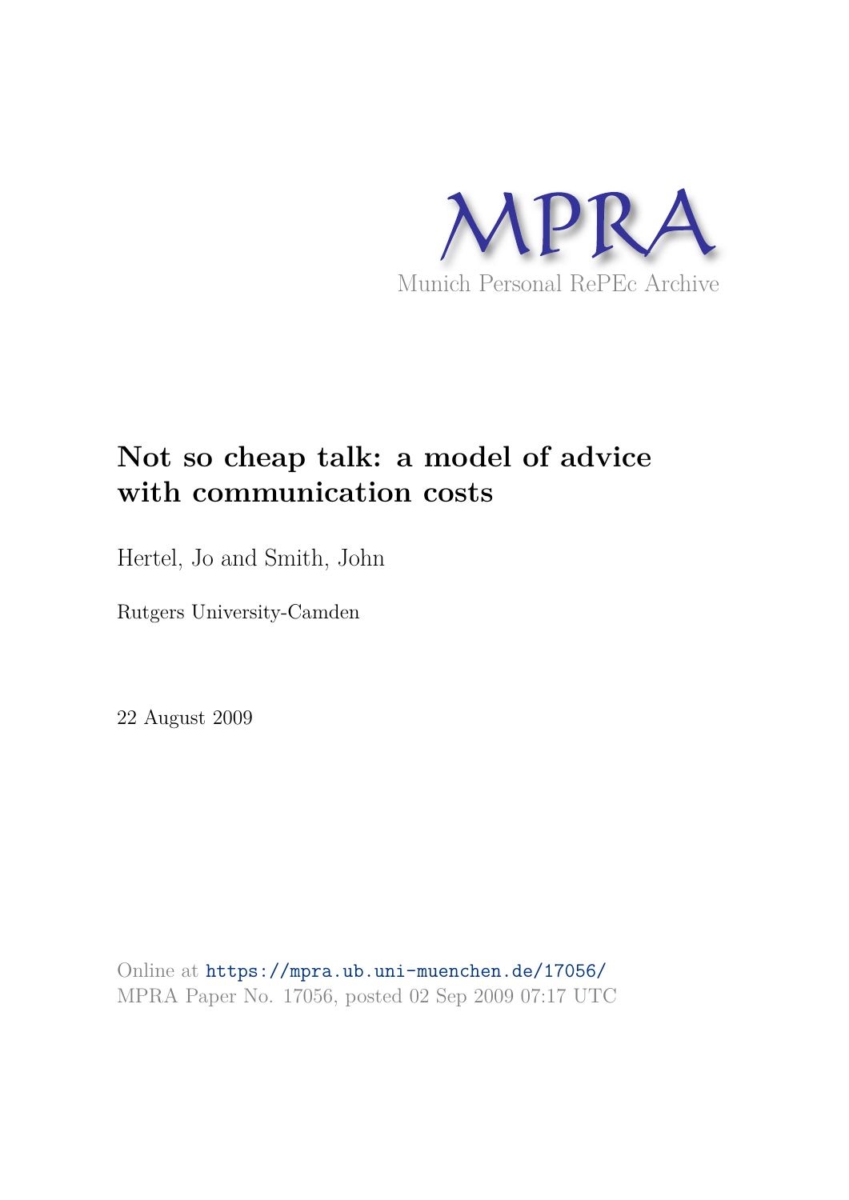MPRA

Munich Personal RePEc Archive

# Not so cheap talk: a model of advice with communication costs

Hertel, Jo and Smith, John

Rutgers University-Camden

22 August 2009

Online at https://mpra.ub.uni-muenchen.de/17056/
MPRA Paper No. 17056, posted 02 Sep 2009 07:17 UTC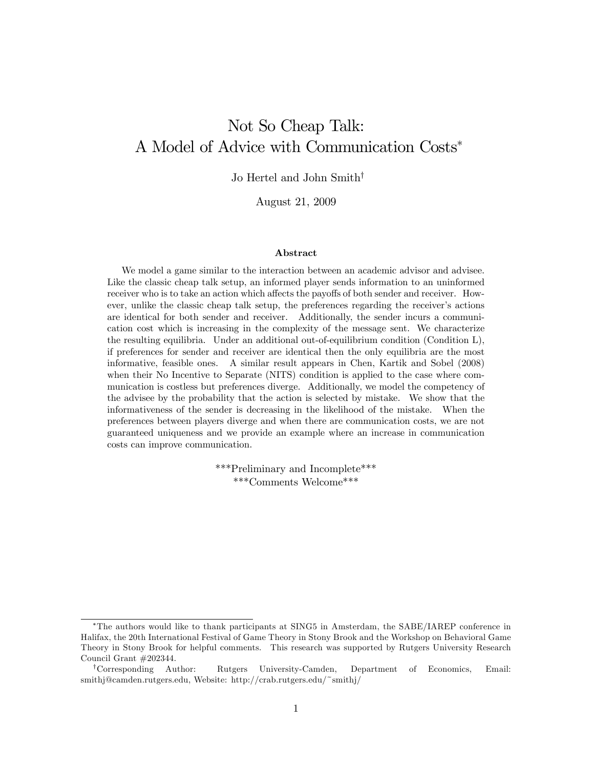# Not So Cheap Talk: A Model of Advice with Communication Costs*

Jo Hertel and John Smith†

August 21, 2009

### Abstract

We model a game similar to the interaction between an academic advisor and advisee. Like the classic cheap talk setup, an informed player sends information to an uninformed receiver who is to take an action which affects the payoffs of both sender and receiver. However, unlike the classic cheap talk setup, the preferences regarding the receiver's actions are identical for both sender and receiver. Additionally, the sender incurs a communication cost which is increasing in the complexity of the message sent. We characterize the resulting equilibria. Under an additional out-of-equilibrium condition (Condition L), if preferences for sender and receiver are identical then the only equilibria are the most informative, feasible ones. A similar result appears in Chen, Kartik and Sobel (2008) when their No Incentive to Separate (NITS) condition is applied to the case where communication is costless but preferences diverge. Additionally, we model the competency of the advisee by the probability that the action is selected by mistake. We show that the informativeness of the sender is decreasing in the likelihood of the mistake. When the preferences between players diverge and when there are communication costs, we are not guaranteed uniqueness and we provide an example where an increase in communication costs can improve communication.

***Preliminary and Incomplete***
***Comments Welcome***

---

*The authors would like to thank participants at SING5 in Amsterdam, the SABE/IAREP conference in Halifax, the 20th International Festival of Game Theory in Stony Brook and the Workshop on Behavioral Game Theory in Stony Brook for helpful comments. This research was supported by Rutgers University Research Council Grant #202344.

†Corresponding Author: Rutgers University-Camden, Department of Economics, Email: smithj@camden.rutgers.edu, Website: http://crab.rutgers.edu/~smithj/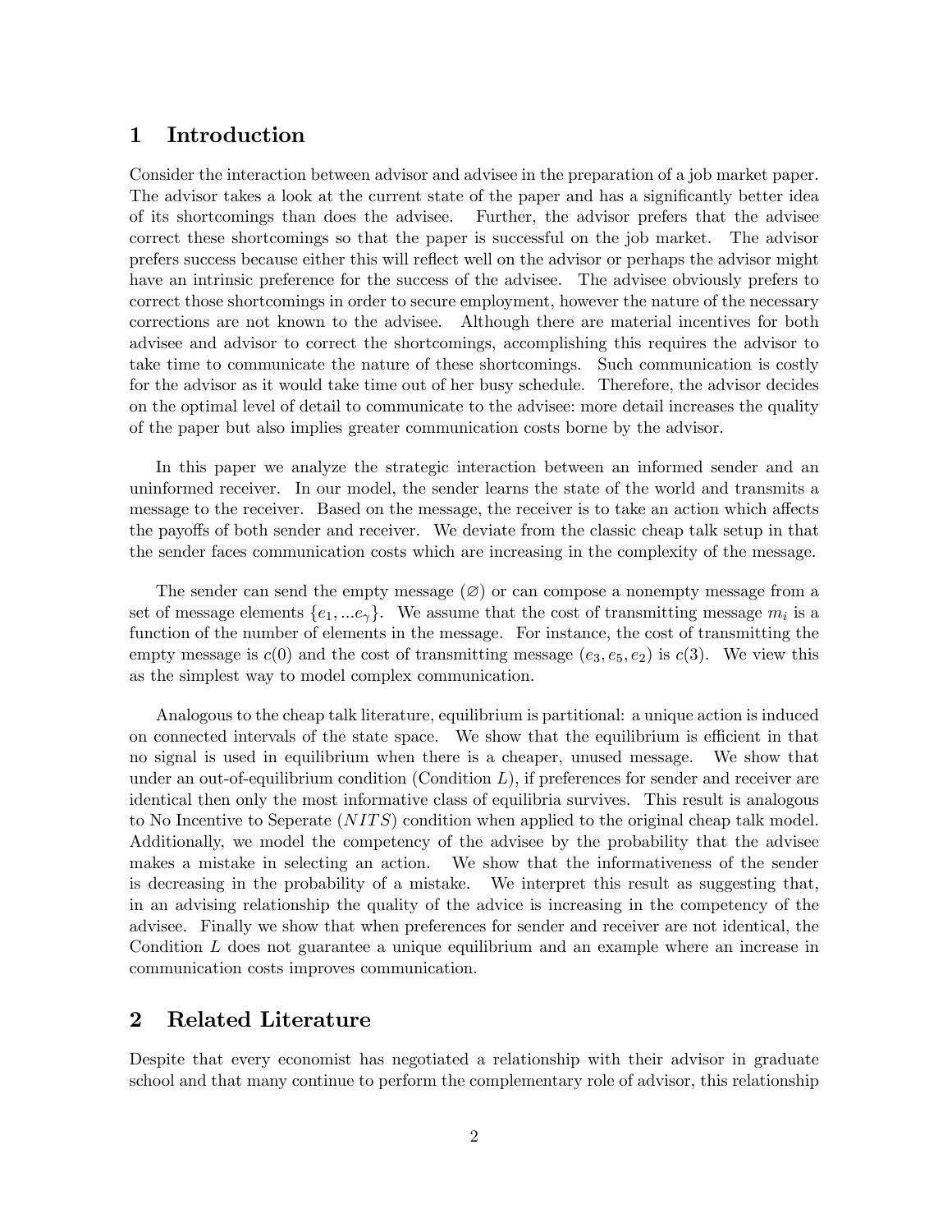# 1 Introduction

Consider the interaction between advisor and advisee in the preparation of a job market paper. The advisor takes a look at the current state of the paper and has a significantly better idea of its shortcomings than does the advisee. Further, the advisor prefers that the advisee correct these shortcomings so that the paper is successful on the job market. The advisor prefers success because either this will reflect well on the advisor or perhaps the advisor might have an intrinsic preference for the success of the advisee. The advisee obviously prefers to correct those shortcomings in order to secure employment, however the nature of the necessary corrections are not known to the advisee. Although there are material incentives for both advisee and advisor to correct the shortcomings, accomplishing this requires the advisor to take time to communicate the nature of these shortcomings. Such communication is costly for the advisor as it would take time out of her busy schedule. Therefore, the advisor decides on the optimal level of detail to communicate to the advisee: more detail increases the quality of the paper but also implies greater communication costs borne by the advisor.

In this paper we analyze the strategic interaction between an informed sender and an uninformed receiver. In our model, the sender learns the state of the world and transmits a message to the receiver. Based on the message, the receiver is to take an action which affects the payoffs of both sender and receiver. We deviate from the classic cheap talk setup in that the sender faces communication costs which are increasing in the complexity of the message.

The sender can send the empty message ($\varnothing$) or can compose a nonempty message from a set of message elements $\{e_1, ...e_\gamma\}$. We assume that the cost of transmitting message $m_i$ is a function of the number of elements in the message. For instance, the cost of transmitting the empty message is $c(0)$ and the cost of transmitting message $(e_3, e_5, e_2)$ is $c(3)$. We view this as the simplest way to model complex communication.

Analogous to the cheap talk literature, equilibrium is partitional: a unique action is induced on connected intervals of the state space. We show that the equilibrium is efficient in that no signal is used in equilibrium when there is a cheaper, unused message. We show that under an out-of-equilibrium condition (Condition $L$), if preferences for sender and receiver are identical then only the most informative class of equilibria survives. This result is analogous to No Incentive to Seperate ($NITS$) condition when applied to the original cheap talk model. Additionally, we model the competency of the advisee by the probability that the advisee makes a mistake in selecting an action. We show that the informativeness of the sender is decreasing in the probability of a mistake. We interpret this result as suggesting that, in an advising relationship the quality of the advice is increasing in the competency of the advisee. Finally we show that when preferences for sender and receiver are not identical, the Condition $L$ does not guarantee a unique equilibrium and an example where an increase in communication costs improves communication.

# 2 Related Literature

Despite that every economist has negotiated a relationship with their advisor in graduate school and that many continue to perform the complementary role of advisor, this relationship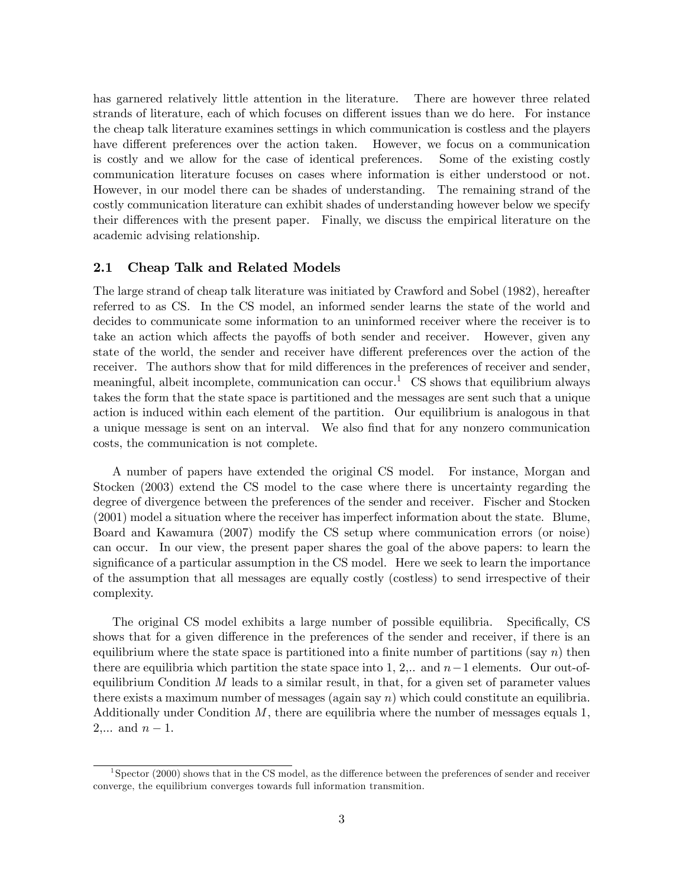has garnered relatively little attention in the literature. There are however three related strands of literature, each of which focuses on different issues than we do here. For instance the cheap talk literature examines settings in which communication is costless and the players have different preferences over the action taken. However, we focus on a communication is costly and we allow for the case of identical preferences. Some of the existing costly communication literature focuses on cases where information is either understood or not. However, in our model there can be shades of understanding. The remaining strand of the costly communication literature can exhibit shades of understanding however below we specify their differences with the present paper. Finally, we discuss the empirical literature on the academic advising relationship.

### 2.1 Cheap Talk and Related Models

The large strand of cheap talk literature was initiated by Crawford and Sobel (1982), hereafter referred to as CS. In the CS model, an informed sender learns the state of the world and decides to communicate some information to an uninformed receiver where the receiver is to take an action which affects the payoffs of both sender and receiver. However, given any state of the world, the sender and receiver have different preferences over the action of the receiver. The authors show that for mild differences in the preferences of receiver and sender, meaningful, albeit incomplete, communication can occur.[1] CS shows that equilibrium always takes the form that the state space is partitioned and the messages are sent such that a unique action is induced within each element of the partition. Our equilibrium is analogous in that a unique message is sent on an interval. We also find that for any nonzero communication costs, the communication is not complete.

A number of papers have extended the original CS model. For instance, Morgan and Stocken (2003) extend the CS model to the case where there is uncertainty regarding the degree of divergence between the preferences of the sender and receiver. Fischer and Stocken (2001) model a situation where the receiver has imperfect information about the state. Blume, Board and Kawamura (2007) modify the CS setup where communication errors (or noise) can occur. In our view, the present paper shares the goal of the above papers: to learn the significance of a particular assumption in the CS model. Here we seek to learn the importance of the assumption that all messages are equally costly (costless) to send irrespective of their complexity.

The original CS model exhibits a large number of possible equilibria. Specifically, CS shows that for a given difference in the preferences of the sender and receiver, if there is an equilibrium where the state space is partitioned into a finite number of partitions (say $n$) then there are equilibria which partition the state space into 1, 2,.. and $n-1$ elements. Our out-of-equilibrium Condition $M$ leads to a similar result, in that, for a given set of parameter values there exists a maximum number of messages (again say $n$) which could constitute an equilibria. Additionally under Condition $M$, there are equilibria where the number of messages equals 1, 2,... and $n-1$.

[1] Spector (2000) shows that in the CS model, as the difference between the preferences of sender and receiver converge, the equilibrium converges towards full information transmition.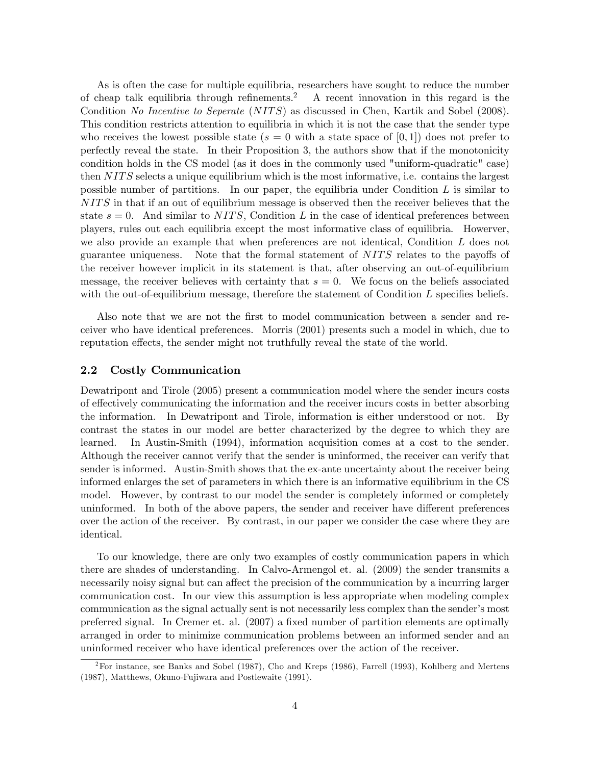As is often the case for multiple equilibria, researchers have sought to reduce the number of cheap talk equilibria through refinements.[2] A recent innovation in this regard is the Condition *No Incentive to Seperate* ($NITS$) as discussed in Chen, Kartik and Sobel (2008). This condition restricts attention to equilibria in which it is not the case that the sender type who receives the lowest possible state ($s = 0$ with a state space of $[0, 1]$) does not prefer to perfectly reveal the state. In their Proposition 3, the authors show that if the monotonicity condition holds in the CS model (as it does in the commonly used "uniform-quadratic" case) then $NITS$ selects a unique equilibrium which is the most informative, i.e. contains the largest possible number of partitions. In our paper, the equilibria under Condition $L$ is similar to $NITS$ in that if an out of equilibrium message is observed then the receiver believes that the state $s = 0$. And similar to $NITS$, Condition $L$ in the case of identical preferences between players, rules out each equilibria except the most informative class of equilibria. However, we also provide an example that when preferences are not identical, Condition $L$ does not guarantee uniqueness. Note that the formal statement of $NITS$ relates to the payoffs of the receiver however implicit in its statement is that, after observing an out-of-equilibrium message, the receiver believes with certainty that $s = 0$. We focus on the beliefs associated with the out-of-equilibrium message, therefore the statement of Condition $L$ specifies beliefs.

Also note that we are not the first to model communication between a sender and receiver who have identical preferences. Morris (2001) presents such a model in which, due to reputation effects, the sender might not truthfully reveal the state of the world.

## 2.2 Costly Communication

Dewatripont and Tirole (2005) present a communication model where the sender incurs costs of effectively communicating the information and the receiver incurs costs in better absorbing the information. In Dewatripont and Tirole, information is either understood or not. By contrast the states in our model are better characterized by the degree to which they are learned. In Austin-Smith (1994), information acquisition comes at a cost to the sender. Although the receiver cannot verify that the sender is uninformed, the receiver can verify that sender is informed. Austin-Smith shows that the ex-ante uncertainty about the receiver being informed enlarges the set of parameters in which there is an informative equilibrium in the CS model. However, by contrast to our model the sender is completely informed or completely uninformed. In both of the above papers, the sender and receiver have different preferences over the action of the receiver. By contrast, in our paper we consider the case where they are identical.

To our knowledge, there are only two examples of costly communication papers in which there are shades of understanding. In Calvo-Armengol et. al. (2009) the sender transmits a necessarily noisy signal but can affect the precision of the communication by a incurring larger communication cost. In our view this assumption is less appropriate when modeling complex communication as the signal actually sent is not necessarily less complex than the sender's most preferred signal. In Cremer et. al. (2007) a fixed number of partition elements are optimally arranged in order to minimize communication problems between an informed sender and an uninformed receiver who have identical preferences over the action of the receiver.

[2] For instance, see Banks and Sobel (1987), Cho and Kreps (1986), Farrell (1993), Kohlberg and Mertens (1987), Matthews, Okuno-Fujiwara and Postlewaite (1991).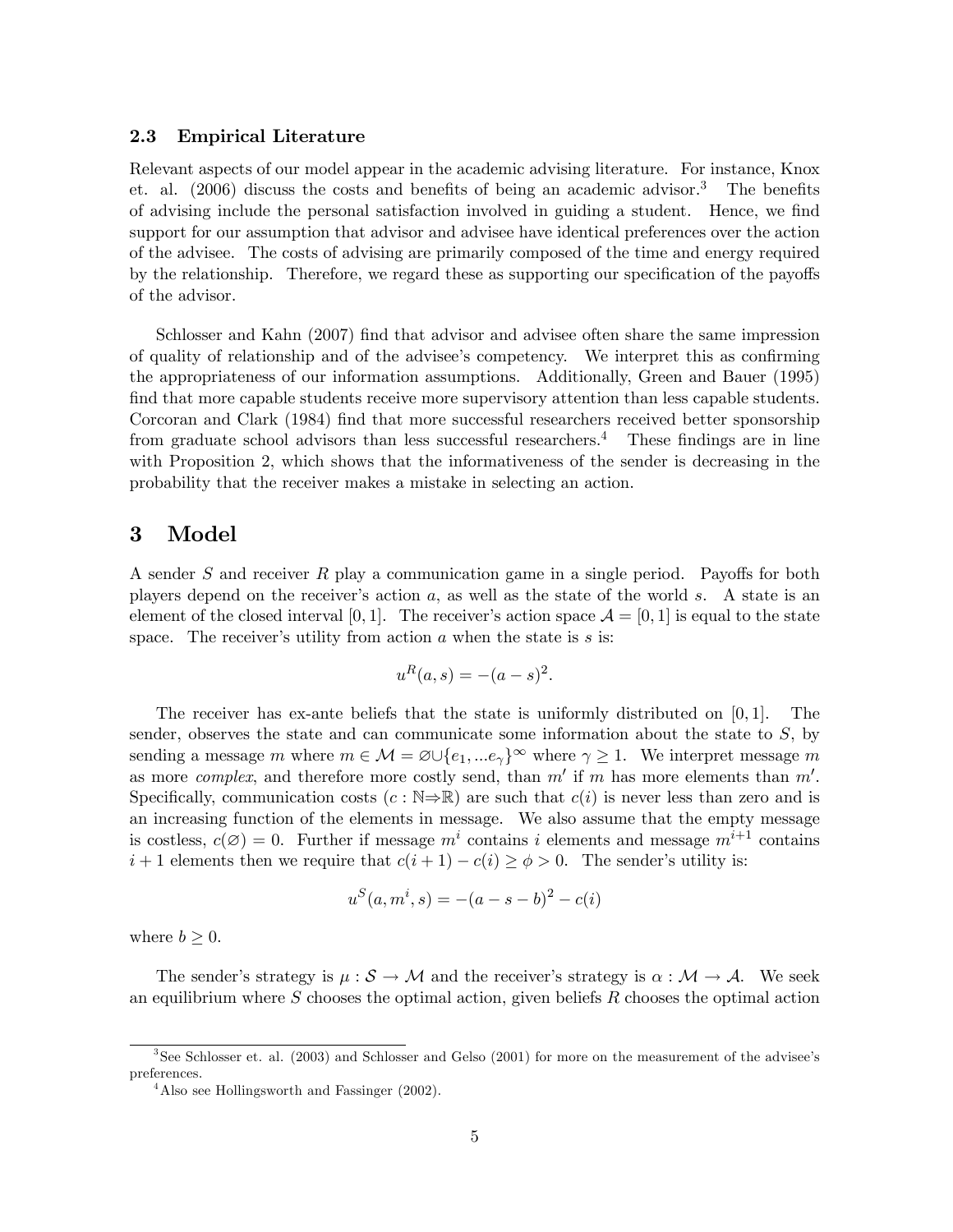### 2.3 Empirical Literature

Relevant aspects of our model appear in the academic advising literature. For instance, Knox et. al. (2006) discuss the costs and benefits of being an academic advisor.[3] The benefits of advising include the personal satisfaction involved in guiding a student. Hence, we find support for our assumption that advisor and advisee have identical preferences over the action of the advisee. The costs of advising are primarily composed of the time and energy required by the relationship. Therefore, we regard these as supporting our specification of the payoffs of the advisor.

Schlosser and Kahn (2007) find that advisor and advisee often share the same impression of quality of relationship and of the advisee's competency. We interpret this as confirming the appropriateness of our information assumptions. Additionally, Green and Bauer (1995) find that more capable students receive more supervisory attention than less capable students. Corcoran and Clark (1984) find that more successful researchers received better sponsorship from graduate school advisors than less successful researchers.[4] These findings are in line with Proposition 2, which shows that the informativeness of the sender is decreasing in the probability that the receiver makes a mistake in selecting an action.

## 3 Model

A sender $S$ and receiver $R$ play a communication game in a single period. Payoffs for both players depend on the receiver's action $a$, as well as the state of the world $s$. A state is an element of the closed interval $[0, 1]$. The receiver's action space $\mathcal{A} = [0, 1]$ is equal to the state space. The receiver's utility from action $a$ when the state is $s$ is:

$$u^R(a, s) = -(a - s)^2.$$

The receiver has ex-ante beliefs that the state is uniformly distributed on $[0, 1]$. The sender, observes the state and can communicate some information about the state to $S$, by sending a message $m$ where $m \in \mathcal{M} = \varnothing \cup \{e_1, ...e_\gamma\}^\infty$ where $\gamma \geq 1$. We interpret message $m$ as more *complex*, and therefore more costly send, than $m'$ if $m$ has more elements than $m'$. Specifically, communication costs ($c : \mathbb{N} \Rightarrow \mathbb{R}$) are such that $c(i)$ is never less than zero and is an increasing function of the elements in message. We also assume that the empty message is costless, $c(\varnothing) = 0$. Further if message $m^i$ contains $i$ elements and message $m^{i+1}$ contains $i + 1$ elements then we require that $c(i + 1) - c(i) \geq \phi > 0$. The sender's utility is:

$$u^S(a, m^i, s) = -(a - s - b)^2 - c(i)$$

where $b \geq 0$.

The sender's strategy is $\mu : \mathcal{S} \to \mathcal{M}$ and the receiver's strategy is $\alpha : \mathcal{M} \to \mathcal{A}$. We seek an equilibrium where $S$ chooses the optimal action, given beliefs $R$ chooses the optimal action

---

[3] See Schlosser et. al. (2003) and Schlosser and Gelso (2001) for more on the measurement of the advisee's preferences.

[4] Also see Hollingsworth and Fassinger (2002).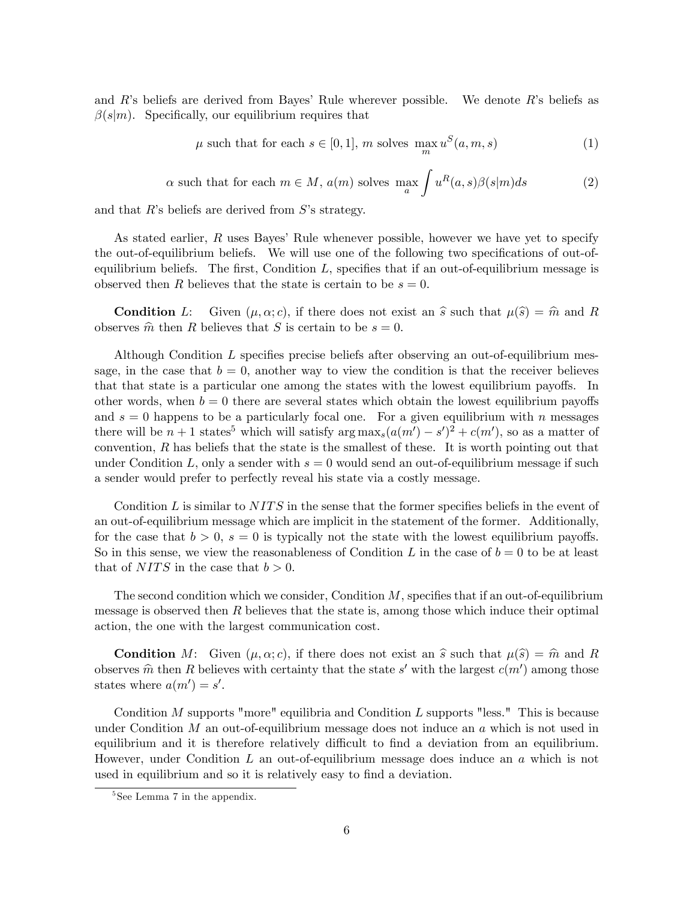and $R$'s beliefs are derived from Bayes' Rule wherever possible. We denote $R$'s beliefs as $\beta(s|m)$. Specifically, our equilibrium requires that

$$\mu \text{ such that for each } s \in [0,1],\ m \text{ solves } \max_{m} u^S(a, m, s) \tag{1}$$

$$\alpha \text{ such that for each } m \in M,\ a(m) \text{ solves } \max_{a} \int u^R(a, s)\beta(s|m)ds \tag{2}$$

and that $R$'s beliefs are derived from $S$'s strategy.

As stated earlier, $R$ uses Bayes' Rule whenever possible, however we have yet to specify the out-of-equilibrium beliefs. We will use one of the following two specifications of out-of-equilibrium beliefs. The first, Condition $L$, specifies that if an out-of-equilibrium message is observed then $R$ believes that the state is certain to be $s = 0$.

**Condition** $L$: Given $(\mu, \alpha; c)$, if there does not exist an $\widehat{s}$ such that $\mu(\widehat{s}) = \widehat{m}$ and $R$ observes $\widehat{m}$ then $R$ believes that $S$ is certain to be $s = 0$.

Although Condition $L$ specifies precise beliefs after observing an out-of-equilibrium message, in the case that $b = 0$, another way to view the condition is that the receiver believes that that state is a particular one among the states with the lowest equilibrium payoffs. In other words, when $b = 0$ there are several states which obtain the lowest equilibrium payoffs and $s = 0$ happens to be a particularly focal one. For a given equilibrium with $n$ messages there will be $n+1$ states[5] which will satisfy $\arg\max_s (a(m') - s')^2 + c(m')$, so as a matter of convention, $R$ has beliefs that the state is the smallest of these. It is worth pointing out that under Condition $L$, only a sender with $s = 0$ would send an out-of-equilibrium message if such a sender would prefer to perfectly reveal his state via a costly message.

Condition $L$ is similar to $NITS$ in the sense that the former specifies beliefs in the event of an out-of-equilibrium message which are implicit in the statement of the former. Additionally, for the case that $b > 0$, $s = 0$ is typically not the state with the lowest equilibrium payoffs. So in this sense, we view the reasonableness of Condition $L$ in the case of $b = 0$ to be at least that of $NITS$ in the case that $b > 0$.

The second condition which we consider, Condition $M$, specifies that if an out-of-equilibrium message is observed then $R$ believes that the state is, among those which induce their optimal action, the one with the largest communication cost.

**Condition** $M$: Given $(\mu, \alpha; c)$, if there does not exist an $\widehat{s}$ such that $\mu(\widehat{s}) = \widehat{m}$ and $R$ observes $\widehat{m}$ then $R$ believes with certainty that the state $s'$ with the largest $c(m')$ among those states where $a(m') = s'$.

Condition $M$ supports "more" equilibria and Condition $L$ supports "less." This is because under Condition $M$ an out-of-equilibrium message does not induce an $a$ which is not used in equilibrium and it is therefore relatively difficult to find a deviation from an equilibrium. However, under Condition $L$ an out-of-equilibrium message does induce an $a$ which is not used in equilibrium and so it is relatively easy to find a deviation.

[5] See Lemma 7 in the appendix.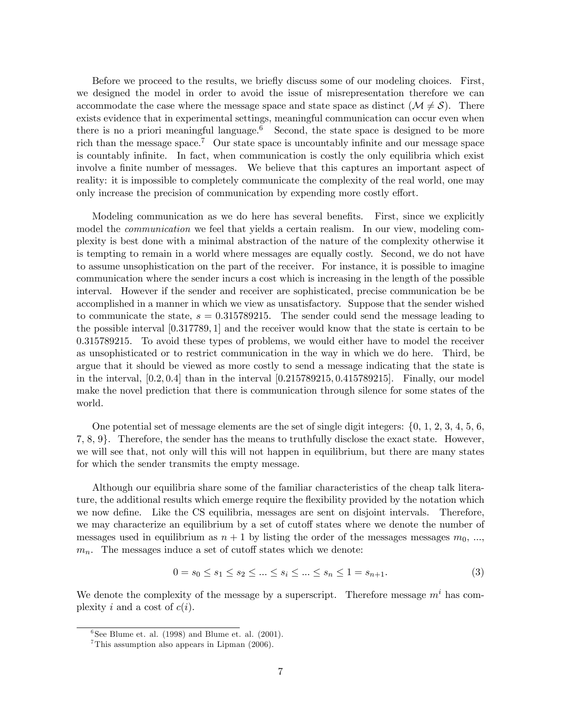Before we proceed to the results, we briefly discuss some of our modeling choices. First, we designed the model in order to avoid the issue of misrepresentation therefore we can accommodate the case where the message space and state space as distinct ($\mathcal{M} \neq \mathcal{S}$). There exists evidence that in experimental settings, meaningful communication can occur even when there is no a priori meaningful language.[6] Second, the state space is designed to be more rich than the message space.[7] Our state space is uncountably infinite and our message space is countably infinite. In fact, when communication is costly the only equilibria which exist involve a finite number of messages. We believe that this captures an important aspect of reality: it is impossible to completely communicate the complexity of the real world, one may only increase the precision of communication by expending more costly effort.

Modeling communication as we do here has several benefits. First, since we explicitly model the *communication* we feel that yields a certain realism. In our view, modeling complexity is best done with a minimal abstraction of the nature of the complexity otherwise it is tempting to remain in a world where messages are equally costly. Second, we do not have to assume unsophistication on the part of the receiver. For instance, it is possible to imagine communication where the sender incurs a cost which is increasing in the length of the possible interval. However if the sender and receiver are sophisticated, precise communication be be accomplished in a manner in which we view as unsatisfactory. Suppose that the sender wished to communicate the state, $s = 0.315789215$. The sender could send the message leading to the possible interval $[0.317789, 1]$ and the receiver would know that the state is certain to be $0.315789215$. To avoid these types of problems, we would either have to model the receiver as unsophisticated or to restrict communication in the way in which we do here. Third, be argue that it should be viewed as more costly to send a message indicating that the state is in the interval, $[0.2, 0.4]$ than in the interval $[0.215789215, 0.415789215]$. Finally, our model make the novel prediction that there is communication through silence for some states of the world.

One potential set of message elements are the set of single digit integers: $\{0, 1, 2, 3, 4, 5, 6, 7, 8, 9\}$. Therefore, the sender has the means to truthfully disclose the exact state. However, we will see that, not only will this will not happen in equilibrium, but there are many states for which the sender transmits the empty message.

Although our equilibria share some of the familiar characteristics of the cheap talk literature, the additional results which emerge require the flexibility provided by the notation which we now define. Like the CS equilibria, messages are sent on disjoint intervals. Therefore, we may characterize an equilibrium by a set of cutoff states where we denote the number of messages used in equilibrium as $n+1$ by listing the order of the messages messages $m_0$, ..., $m_n$. The messages induce a set of cutoff states which we denote:

$$0 = s_0 \leq s_1 \leq s_2 \leq ... \leq s_i \leq ... \leq s_n \leq 1 = s_{n+1}. \tag{3}$$

We denote the complexity of the message by a superscript. Therefore message $m^i$ has complexity $i$ and a cost of $c(i)$.

[6] See Blume et. al. (1998) and Blume et. al. (2001).

[7] This assumption also appears in Lipman (2006).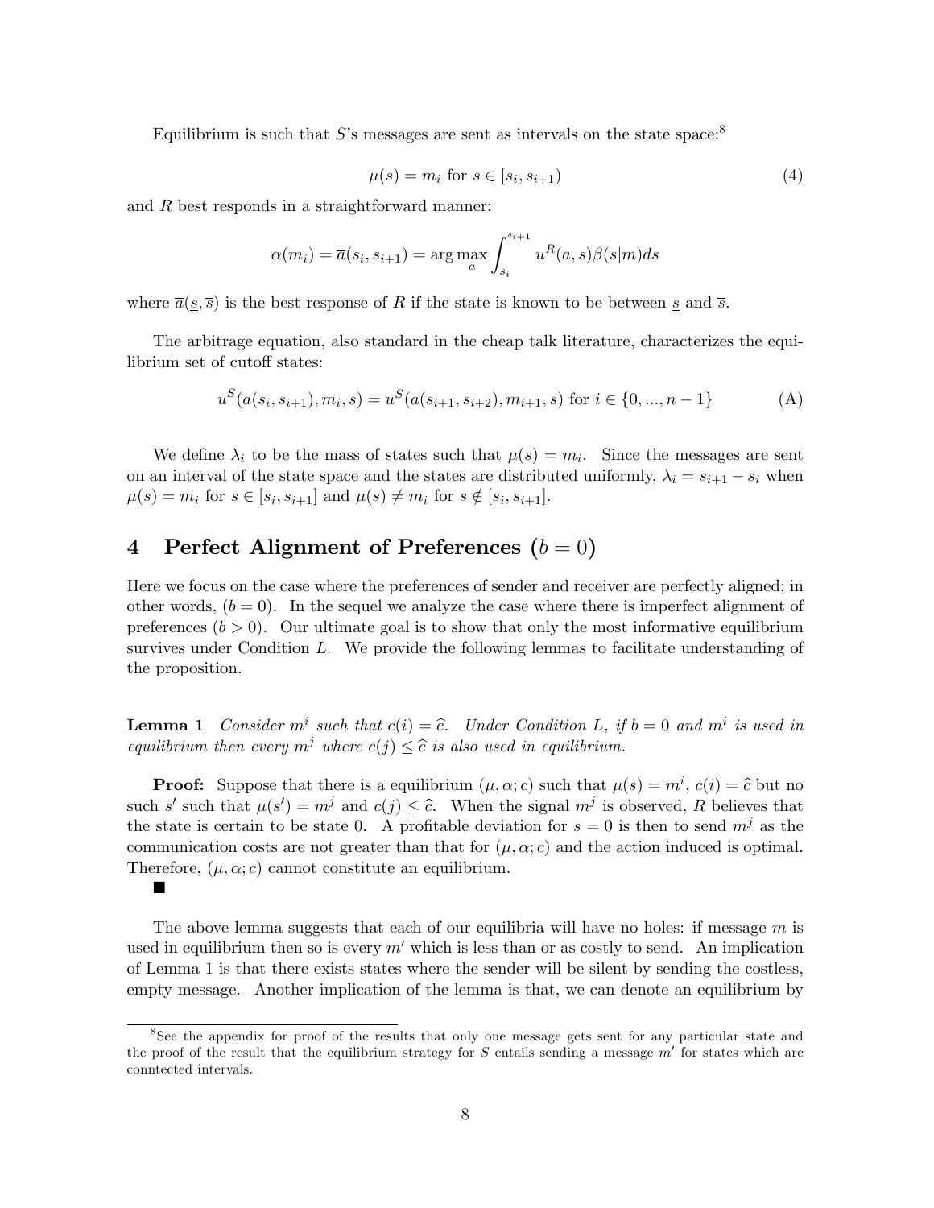Equilibrium is such that $S$'s messages are sent as intervals on the state space:[8]

$$\mu(s) = m_i \text{ for } s \in [s_i, s_{i+1}) \tag{4}$$

and $R$ best responds in a straightforward manner:

$$\alpha(m_i) = \overline{a}(s_i, s_{i+1}) = \arg\max_a \int_{s_i}^{s_{i+1}} u^R(a, s)\beta(s|m)ds$$

where $\overline{a}(\underline{s}, \overline{s})$ is the best response of $R$ if the state is known to be between $\underline{s}$ and $\overline{s}$.

The arbitrage equation, also standard in the cheap talk literature, characterizes the equilibrium set of cutoff states:

$$u^S(\overline{a}(s_i, s_{i+1}), m_i, s) = u^S(\overline{a}(s_{i+1}, s_{i+2}), m_{i+1}, s) \text{ for } i \in \{0, ..., n-1\} \tag{A}$$

We define $\lambda_i$ to be the mass of states such that $\mu(s) = m_i$. Since the messages are sent on an interval of the state space and the states are distributed uniformly, $\lambda_i = s_{i+1} - s_i$ when $\mu(s) = m_i$ for $s \in [s_i, s_{i+1}]$ and $\mu(s) \neq m_i$ for $s \notin [s_i, s_{i+1}]$.

## 4 Perfect Alignment of Preferences ($b = 0$)

Here we focus on the case where the preferences of sender and receiver are perfectly aligned; in other words, ($b = 0$). In the sequel we analyze the case where there is imperfect alignment of preferences ($b > 0$). Our ultimate goal is to show that only the most informative equilibrium survives under Condition $L$. We provide the following lemmas to facilitate understanding of the proposition.

**Lemma 1** *Consider $m^i$ such that $c(i) = \widehat{c}$. Under Condition $L$, if $b = 0$ and $m^i$ is used in equilibrium then every $m^j$ where $c(j) \leq \widehat{c}$ is also used in equilibrium.*

**Proof:** Suppose that there is a equilibrium $(\mu, \alpha; c)$ such that $\mu(s) = m^i$, $c(i) = \widehat{c}$ but no such $s'$ such that $\mu(s') = m^j$ and $c(j) \leq \widehat{c}$. When the signal $m^j$ is observed, $R$ believes that the state is certain to be state 0. A profitable deviation for $s = 0$ is then to send $m^j$ as the communication costs are not greater than that for $(\mu, \alpha; c)$ and the action induced is optimal. Therefore, $(\mu, \alpha; c)$ cannot constitute an equilibrium.

■

The above lemma suggests that each of our equilibria will have no holes: if message $m$ is used in equilibrium then so is every $m'$ which is less than or as costly to send. An implication of Lemma 1 is that there exists states where the sender will be silent by sending the costless, empty message. Another implication of the lemma is that, we can denote an equilibrium by

[8] See the appendix for proof of the results that only one message gets sent for any particular state and the proof of the result that the equilibrium strategy for $S$ entails sending a message $m'$ for states which are conntected intervals.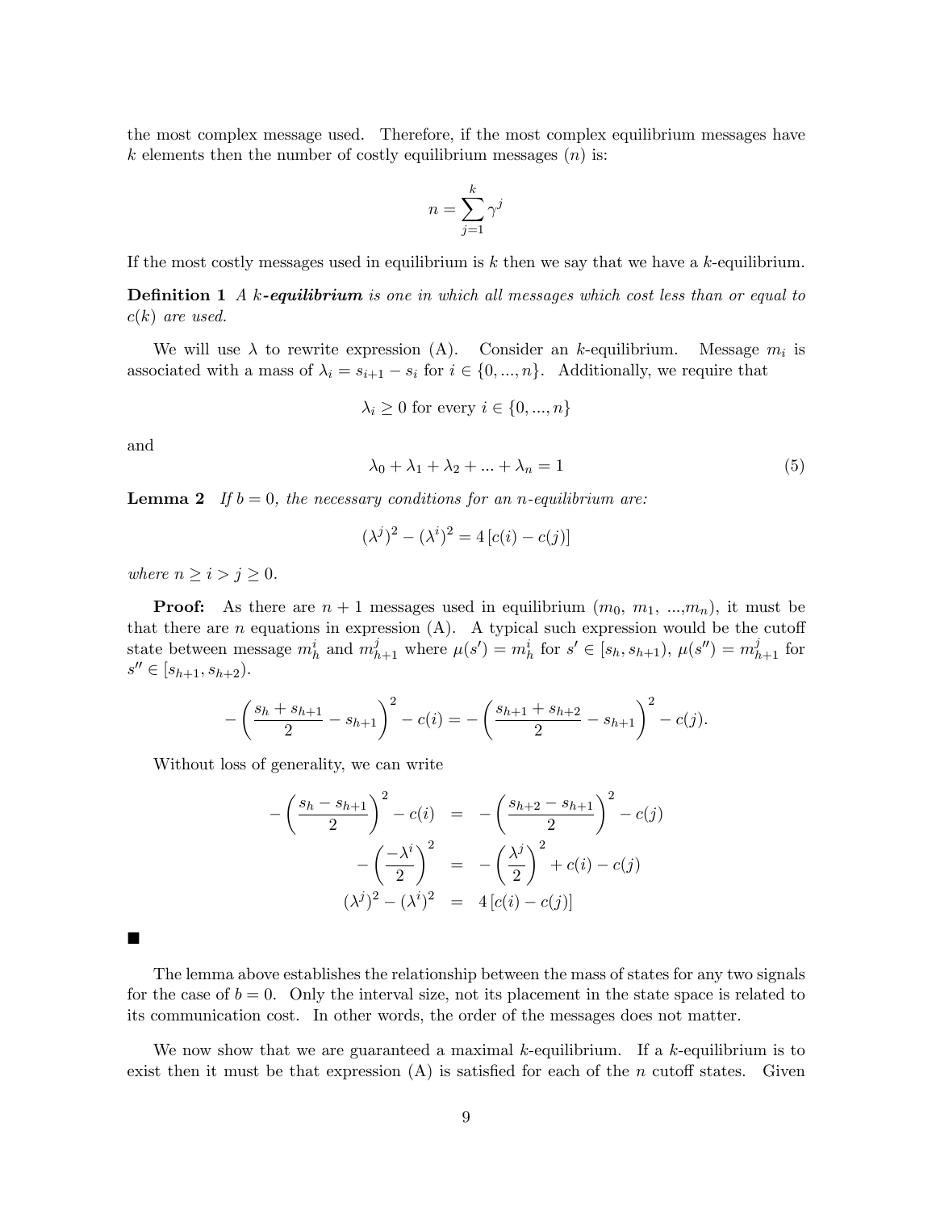the most complex message used. Therefore, if the most complex equilibrium messages have $k$ elements then the number of costly equilibrium messages ($n$) is:

$$n = \sum_{j=1}^{k} \gamma^j$$

If the most costly messages used in equilibrium is $k$ then we say that we have a $k$-equilibrium.

**Definition 1** *A* ***k-equilibrium*** *is one in which all messages which cost less than or equal to* $c(k)$ *are used.*

We will use $\lambda$ to rewrite expression (A). Consider an $k$-equilibrium. Message $m_i$ is associated with a mass of $\lambda_i = s_{i+1} - s_i$ for $i \in \{0, ..., n\}$. Additionally, we require that

$$\lambda_i \geq 0 \text{ for every } i \in \{0, ..., n\}$$

and

$$\lambda_0 + \lambda_1 + \lambda_2 + ... + \lambda_n = 1 \tag{5}$$

**Lemma 2** *If* $b = 0$*, the necessary conditions for an* $n$*-equilibrium are:*

$$(\lambda^j)^2 - (\lambda^i)^2 = 4\left[c(i) - c(j)\right]$$

*where* $n \geq i > j \geq 0$*.*

**Proof:** As there are $n+1$ messages used in equilibrium ($m_0$, $m_1$, ...,$m_n$), it must be that there are $n$ equations in expression (A). A typical such expression would be the cutoff state between message $m_h^i$ and $m_{h+1}^j$ where $\mu(s') = m_h^i$ for $s' \in [s_h, s_{h+1})$, $\mu(s'') = m_{h+1}^j$ for $s'' \in [s_{h+1}, s_{h+2})$.

$$-\left(\frac{s_h + s_{h+1}}{2} - s_{h+1}\right)^2 - c(i) = -\left(\frac{s_{h+1} + s_{h+2}}{2} - s_{h+1}\right)^2 - c(j).$$

Without loss of generality, we can write

$$\begin{aligned}
-\left(\frac{s_h - s_{h+1}}{2}\right)^2 - c(i) &= -\left(\frac{s_{h+2} - s_{h+1}}{2}\right)^2 - c(j) \\
-\left(\frac{-\lambda^i}{2}\right)^2 &= -\left(\frac{\lambda^j}{2}\right)^2 + c(i) - c(j) \\
(\lambda^j)^2 - (\lambda^i)^2 &= 4\left[c(i) - c(j)\right]
\end{aligned}$$

■

The lemma above establishes the relationship between the mass of states for any two signals for the case of $b = 0$. Only the interval size, not its placement in the state space is related to its communication cost. In other words, the order of the messages does not matter.

We now show that we are guaranteed a maximal $k$-equilibrium. If a $k$-equilibrium is to exist then it must be that expression (A) is satisfied for each of the $n$ cutoff states. Given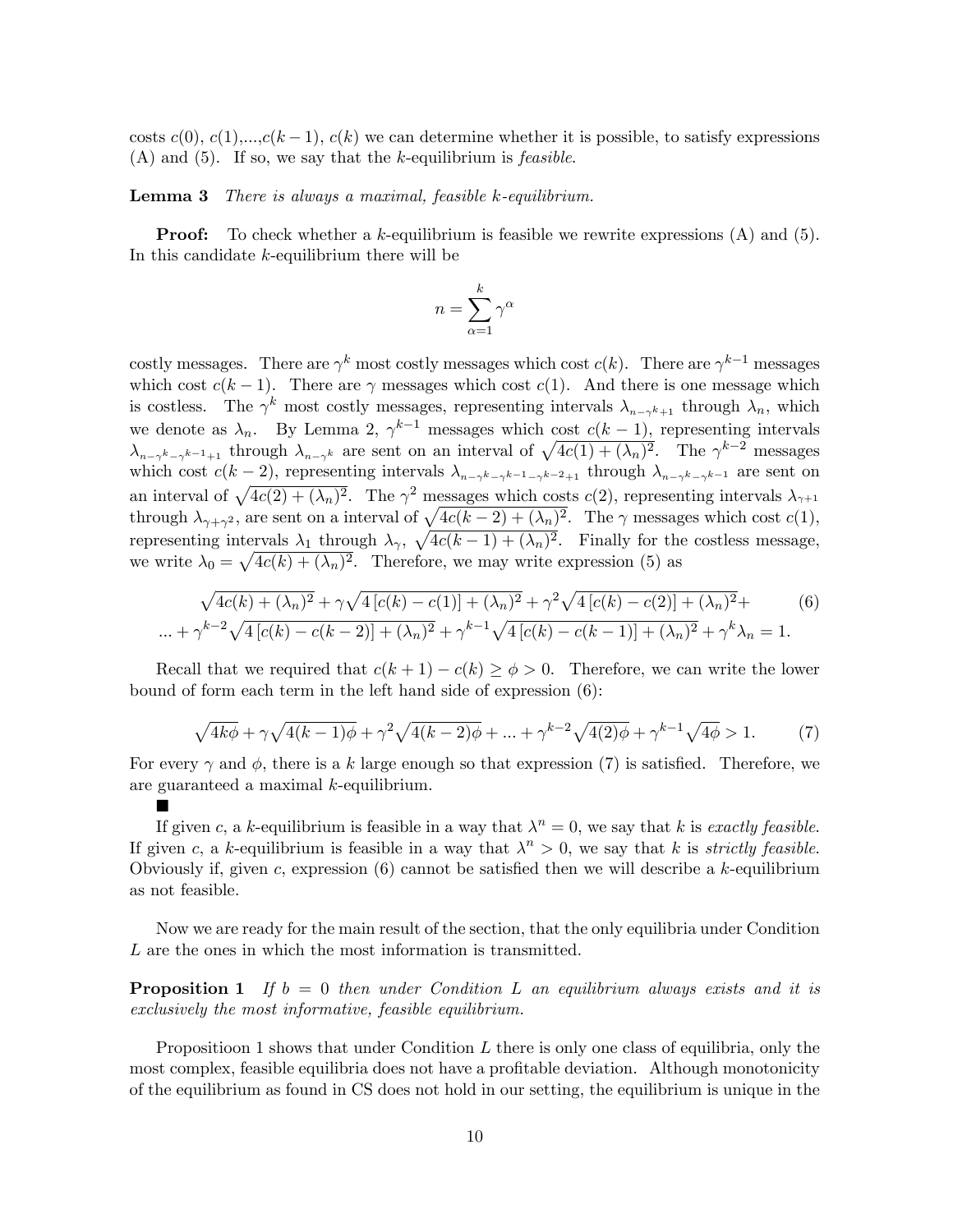costs $c(0)$, $c(1)$,...,$c(k-1)$, $c(k)$ we can determine whether it is possible, to satisfy expressions (A) and (5). If so, we say that the $k$-equilibrium is *feasible*.

**Lemma 3** *There is always a maximal, feasible k-equilibrium.*

**Proof:** To check whether a $k$-equilibrium is feasible we rewrite expressions (A) and (5). In this candidate $k$-equilibrium there will be

$$n = \sum_{\alpha=1}^{k} \gamma^{\alpha}$$

costly messages. There are $\gamma^k$ most costly messages which cost $c(k)$. There are $\gamma^{k-1}$ messages which cost $c(k-1)$. There are $\gamma$ messages which cost $c(1)$. And there is one message which is costless. The $\gamma^k$ most costly messages, representing intervals $\lambda_{n-\gamma^k+1}$ through $\lambda_n$, which we denote as $\lambda_n$. By Lemma 2, $\gamma^{k-1}$ messages which cost $c(k-1)$, representing intervals $\lambda_{n-\gamma^k-\gamma^{k-1}+1}$ through $\lambda_{n-\gamma^k}$ are sent on an interval of $\sqrt{4c(1)+(\lambda_n)^2}$. The $\gamma^{k-2}$ messages which cost $c(k-2)$, representing intervals $\lambda_{n-\gamma^k-\gamma^{k-1}-\gamma^{k-2}+1}$ through $\lambda_{n-\gamma^k-\gamma^{k-1}}$ are sent on an interval of $\sqrt{4c(2)+(\lambda_n)^2}$. The $\gamma^2$ messages which costs $c(2)$, representing intervals $\lambda_{\gamma+1}$ through $\lambda_{\gamma+\gamma^2}$, are sent on a interval of $\sqrt{4c(k-2)+(\lambda_n)^2}$. The $\gamma$ messages which cost $c(1)$, representing intervals $\lambda_1$ through $\lambda_\gamma$, $\sqrt{4c(k-1)+(\lambda_n)^2}$. Finally for the costless message, we write $\lambda_0 = \sqrt{4c(k)+(\lambda_n)^2}$. Therefore, we may write expression (5) as

$$\sqrt{4c(k)+(\lambda_n)^2} + \gamma\sqrt{4\left[c(k)-c(1)\right]+(\lambda_n)^2} + \gamma^2\sqrt{4\left[c(k)-c(2)\right]+(\lambda_n)^2} + \\ ... + \gamma^{k-2}\sqrt{4\left[c(k)-c(k-2)\right]+(\lambda_n)^2} + \gamma^{k-1}\sqrt{4\left[c(k)-c(k-1)\right]+(\lambda_n)^2} + \gamma^k\lambda_n = 1. \tag{6}$$

Recall that we required that $c(k+1)-c(k) \geq \phi > 0$. Therefore, we can write the lower bound of form each term in the left hand side of expression (6):

$$\sqrt{4k\phi} + \gamma\sqrt{4(k-1)\phi} + \gamma^2\sqrt{4(k-2)\phi} + ... + \gamma^{k-2}\sqrt{4(2)\phi} + \gamma^{k-1}\sqrt{4\phi} > 1. \tag{7}$$

For every $\gamma$ and $\phi$, there is a $k$ large enough so that expression (7) is satisfied. Therefore, we are guaranteed a maximal $k$-equilibrium.

■

If given $c$, a $k$-equilibrium is feasible in a way that $\lambda^n = 0$, we say that $k$ is *exactly feasible*. If given $c$, a $k$-equilibrium is feasible in a way that $\lambda^n > 0$, we say that $k$ is *strictly feasible*. Obviously if, given $c$, expression (6) cannot be satisfied then we will describe a $k$-equilibrium as not feasible.

Now we are ready for the main result of the section, that the only equilibria under Condition $L$ are the ones in which the most information is transmitted.

**Proposition 1** *If $b = 0$ then under Condition L an equilibrium always exists and it is exclusively the most informative, feasible equilibrium.*

Propositioon 1 shows that under Condition $L$ there is only one class of equilibria, only the most complex, feasible equilibria does not have a profitable deviation. Although monotonicity of the equilibrium as found in CS does not hold in our setting, the equilibrium is unique in the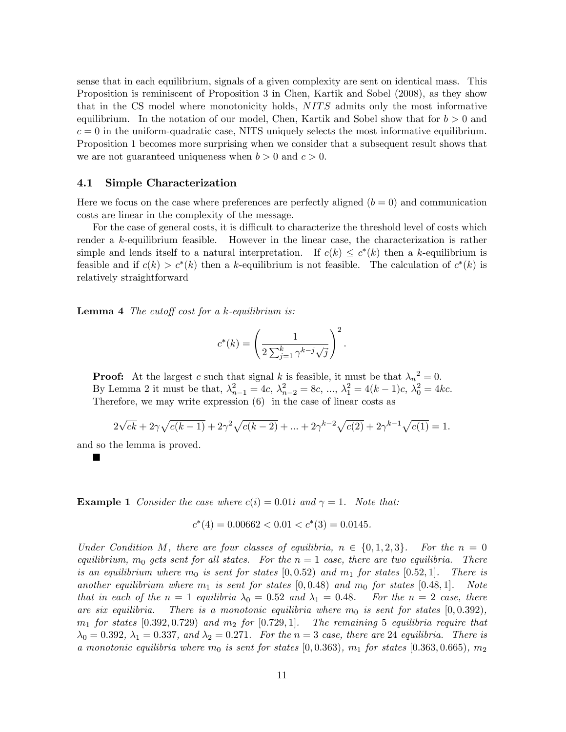sense that in each equilibrium, signals of a given complexity are sent on identical mass. This Proposition is reminiscent of Proposition 3 in Chen, Kartik and Sobel (2008), as they show that in the CS model where monotonicity holds, *NITS* admits only the most informative equilibrium. In the notation of our model, Chen, Kartik and Sobel show that for $b > 0$ and $c = 0$ in the uniform-quadratic case, NITS uniquely selects the most informative equilibrium. Proposition 1 becomes more surprising when we consider that a subsequent result shows that we are not guaranteed uniqueness when $b > 0$ and $c > 0$.

### 4.1 Simple Characterization

Here we focus on the case where preferences are perfectly aligned ($b = 0$) and communication costs are linear in the complexity of the message.

For the case of general costs, it is difficult to characterize the threshold level of costs which render a $k$-equilibrium feasible. However in the linear case, the characterization is rather simple and lends itself to a natural interpretation. If $c(k) \leq c^*(k)$ then a $k$-equilibrium is feasible and if $c(k) > c^*(k)$ then a $k$-equilibrium is not feasible. The calculation of $c^*(k)$ is relatively straightforward

**Lemma 4** *The cutoff cost for a k-equilibrium is:*

$$c^*(k) = \left( \frac{1}{2 \sum_{j=1}^{k} \gamma^{k-j} \sqrt{j}} \right)^2 .$$

**Proof:** At the largest $c$ such that signal $k$ is feasible, it must be that ${\lambda_n}^2 = 0$.
By Lemma 2 it must be that, $\lambda_{n-1}^2 = 4c$, $\lambda_{n-2}^2 = 8c$, ..., $\lambda_1^2 = 4(k-1)c$, $\lambda_0^2 = 4kc$.
Therefore, we may write expression (6) in the case of linear costs as

$$2\sqrt{ck} + 2\gamma\sqrt{c(k-1)} + 2\gamma^2\sqrt{c(k-2)} + ... + 2\gamma^{k-2}\sqrt{c(2)} + 2\gamma^{k-1}\sqrt{c(1)} = 1.$$

and so the lemma is proved.

■

**Example 1** *Consider the case where $c(i) = 0.01i$ and $\gamma = 1$. Note that:*

$$c^*(4) = 0.00662 < 0.01 < c^*(3) = 0.0145.$$

*Under Condition M, there are four classes of equilibria, $n \in \{0, 1, 2, 3\}$. For the $n = 0$ equilibrium, $m_0$ gets sent for all states. For the $n = 1$ case, there are two equilibria. There is an equilibrium where $m_0$ is sent for states $[0, 0.52)$ and $m_1$ for states $[0.52, 1]$. There is another equilibrium where $m_1$ is sent for states $[0, 0.48)$ and $m_0$ for states $[0.48, 1]$. Note that in each of the $n = 1$ equilibria $\lambda_0 = 0.52$ and $\lambda_1 = 0.48$. For the $n = 2$ case, there are six equilibria. There is a monotonic equilibria where $m_0$ is sent for states $[0, 0.392)$, $m_1$ for states $[0.392, 0.729)$ and $m_2$ for $[0.729, 1]$. The remaining 5 equilibria require that $\lambda_0 = 0.392$, $\lambda_1 = 0.337$, and $\lambda_2 = 0.271$. For the $n = 3$ case, there are 24 equilibria. There is a monotonic equilibria where $m_0$ is sent for states $[0, 0.363)$, $m_1$ for states $[0.363, 0.665)$, $m_2$*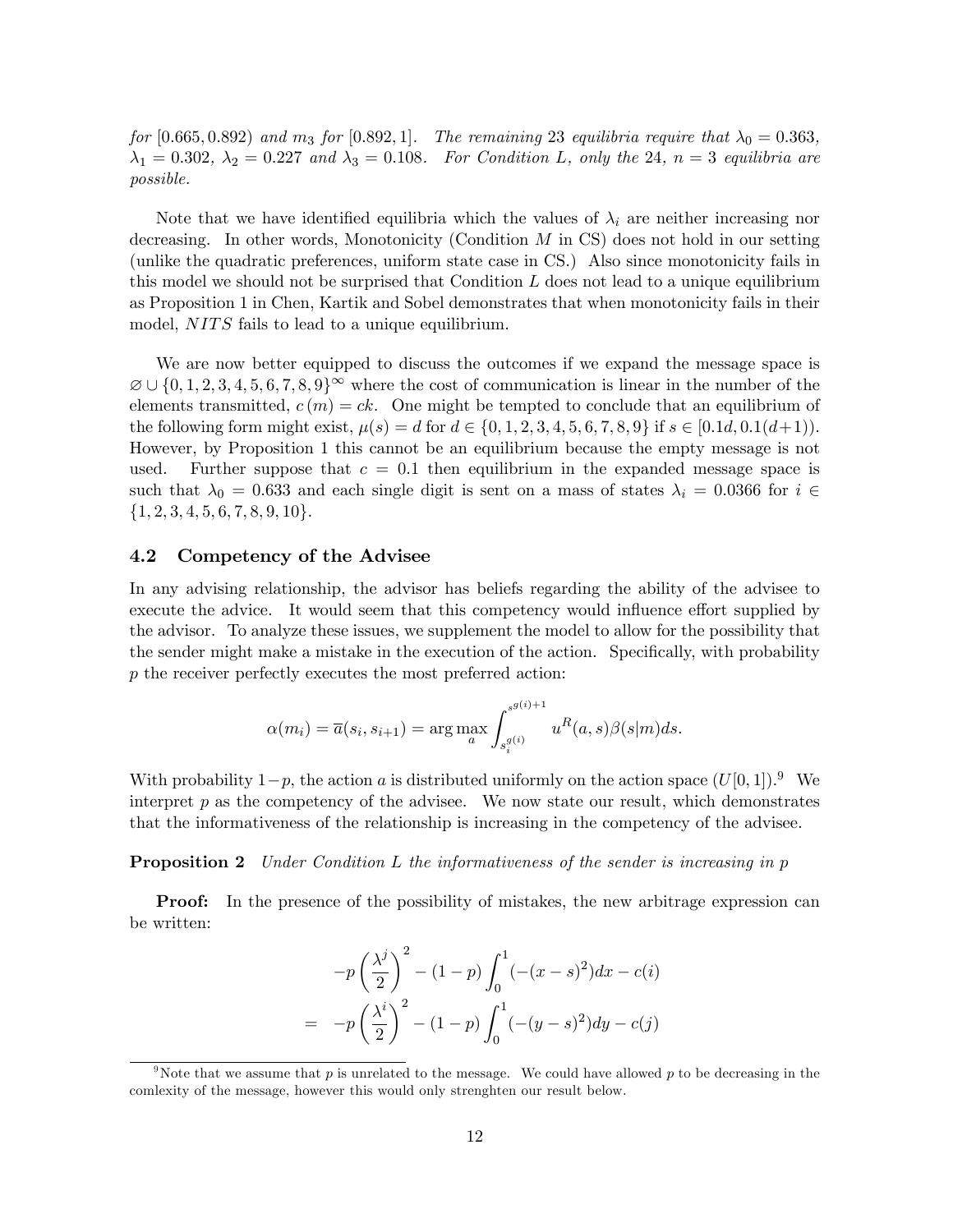*for* $[0.665, 0.892)$ *and* $m_3$ *for* $[0.892, 1]$. *The remaining* 23 *equilibria require that* $\lambda_0 = 0.363$, $\lambda_1 = 0.302$, $\lambda_2 = 0.227$ *and* $\lambda_3 = 0.108$. *For Condition L, only the* 24, $n = 3$ *equilibria are possible.*

Note that we have identified equilibria which the values of $\lambda_i$ are neither increasing nor decreasing. In other words, Monotonicity (Condition $M$ in CS) does not hold in our setting (unlike the quadratic preferences, uniform state case in CS.) Also since monotonicity fails in this model we should not be surprised that Condition $L$ does not lead to a unique equilibrium as Proposition 1 in Chen, Kartik and Sobel demonstrates that when monotonicity fails in their model, $NITS$ fails to lead to a unique equilibrium.

We are now better equipped to discuss the outcomes if we expand the message space is $\varnothing \cup \{0, 1, 2, 3, 4, 5, 6, 7, 8, 9\}^{\infty}$ where the cost of communication is linear in the number of the elements transmitted, $c(m) = ck$. One might be tempted to conclude that an equilibrium of the following form might exist, $\mu(s) = d$ for $d \in \{0, 1, 2, 3, 4, 5, 6, 7, 8, 9\}$ if $s \in [0.1d, 0.1(d+1))$. However, by Proposition 1 this cannot be an equilibrium because the empty message is not used. Further suppose that $c = 0.1$ then equilibrium in the expanded message space is such that $\lambda_0 = 0.633$ and each single digit is sent on a mass of states $\lambda_i = 0.0366$ for $i \in \{1, 2, 3, 4, 5, 6, 7, 8, 9, 10\}$.

### 4.2 Competency of the Advisee

In any advising relationship, the advisor has beliefs regarding the ability of the advisee to execute the advice. It would seem that this competency would influence effort supplied by the advisor. To analyze these issues, we supplement the model to allow for the possibility that the sender might make a mistake in the execution of the action. Specifically, with probability $p$ the receiver perfectly executes the most preferred action:

$$\alpha(m_i) = \overline{a}(s_i, s_{i+1}) = \arg\max_a \int_{s_i^{g(i)}}^{s^{g(i)+1}} u^R(a, s)\beta(s|m)ds.$$

With probability $1-p$, the action $a$ is distributed uniformly on the action space ($U[0,1]$).[9] We interpret $p$ as the competency of the advisee. We now state our result, which demonstrates that the informativeness of the relationship is increasing in the competency of the advisee.

**Proposition 2** *Under Condition L the informativeness of the sender is increasing in p*

**Proof:** In the presence of the possibility of mistakes, the new arbitrage expression can be written:

$$\begin{aligned} & -p\left(\frac{\lambda^j}{2}\right)^2 - (1-p)\int_0^1 (-(x-s)^2)dx - c(i) \\ = \quad & -p\left(\frac{\lambda^i}{2}\right)^2 - (1-p)\int_0^1 (-(y-s)^2)dy - c(j) \end{aligned}$$

[9] Note that we assume that $p$ is unrelated to the message. We could have allowed $p$ to be decreasing in the comlexity of the message, however this would only strenghten our result below.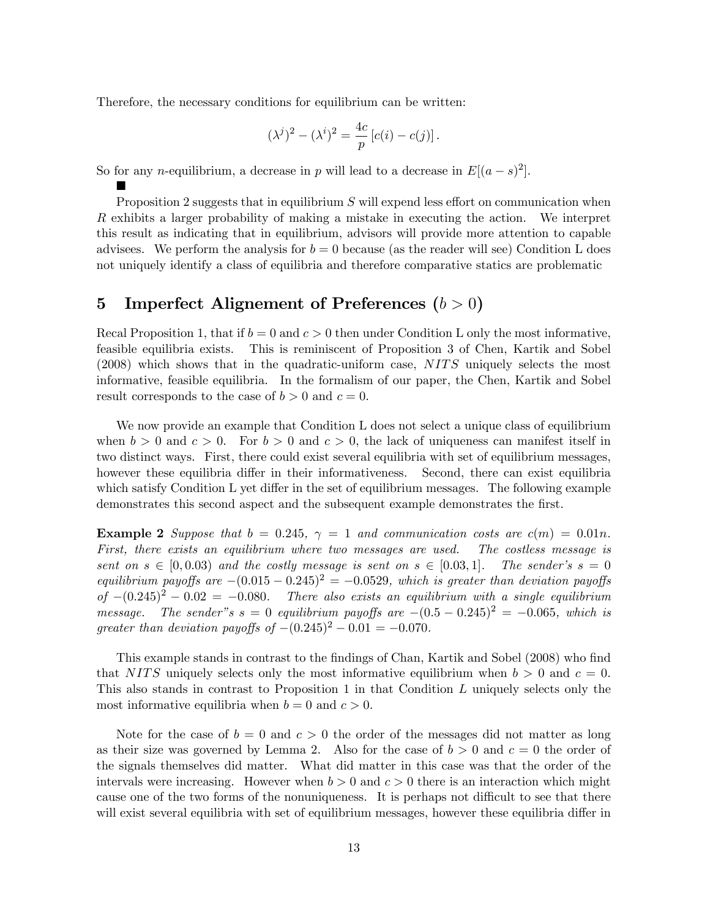Therefore, the necessary conditions for equilibrium can be written:

$$(\lambda^j)^2 - (\lambda^i)^2 = \frac{4c}{p}\left[c(i) - c(j)\right].$$

So for any $n$-equilibrium, a decrease in $p$ will lead to a decrease in $E[(a-s)^2]$.

■

Proposition 2 suggests that in equilibrium $S$ will expend less effort on communication when $R$ exhibits a larger probability of making a mistake in executing the action. We interpret this result as indicating that in equilibrium, advisors will provide more attention to capable advisees. We perform the analysis for $b = 0$ because (as the reader will see) Condition L does not uniquely identify a class of equilibria and therefore comparative statics are problematic

# 5 Imperfect Alignement of Preferences ($b > 0$)

Recal Proposition 1, that if $b = 0$ and $c > 0$ then under Condition L only the most informative, feasible equilibria exists. This is reminiscent of Proposition 3 of Chen, Kartik and Sobel (2008) which shows that in the quadratic-uniform case, $NITS$ uniquely selects the most informative, feasible equilibria. In the formalism of our paper, the Chen, Kartik and Sobel result corresponds to the case of $b > 0$ and $c = 0$.

We now provide an example that Condition L does not select a unique class of equilibrium when $b > 0$ and $c > 0$. For $b > 0$ and $c > 0$, the lack of uniqueness can manifest itself in two distinct ways. First, there could exist several equilibria with set of equilibrium messages, however these equilibria differ in their informativeness. Second, there can exist equilibria which satisfy Condition L yet differ in the set of equilibrium messages. The following example demonstrates this second aspect and the subsequent example demonstrates the first.

**Example 2** *Suppose that $b = 0.245$, $\gamma = 1$ and communication costs are $c(m) = 0.01n$. First, there exists an equilibrium where two messages are used. The costless message is sent on $s \in [0, 0.03)$ and the costly message is sent on $s \in [0.03, 1]$. The sender's $s = 0$ equilibrium payoffs are $-(0.015 - 0.245)^2 = -0.0529$, which is greater than deviation payoffs of $-(0.245)^2 - 0.02 = -0.080$. There also exists an equilibrium with a single equilibrium message. The sender"s $s = 0$ equilibrium payoffs are $-(0.5 - 0.245)^2 = -0.065$, which is greater than deviation payoffs of $-(0.245)^2 - 0.01 = -0.070$.*

This example stands in contrast to the findings of Chan, Kartik and Sobel (2008) who find that $NITS$ uniquely selects only the most informative equilibrium when $b > 0$ and $c = 0$. This also stands in contrast to Proposition 1 in that Condition $L$ uniquely selects only the most informative equilibria when $b = 0$ and $c > 0$.

Note for the case of $b = 0$ and $c > 0$ the order of the messages did not matter as long as their size was governed by Lemma 2. Also for the case of $b > 0$ and $c = 0$ the order of the signals themselves did matter. What did matter in this case was that the order of the intervals were increasing. However when $b > 0$ and $c > 0$ there is an interaction which might cause one of the two forms of the nonuniqueness. It is perhaps not difficult to see that there will exist several equilibria with set of equilibrium messages, however these equilibria differ in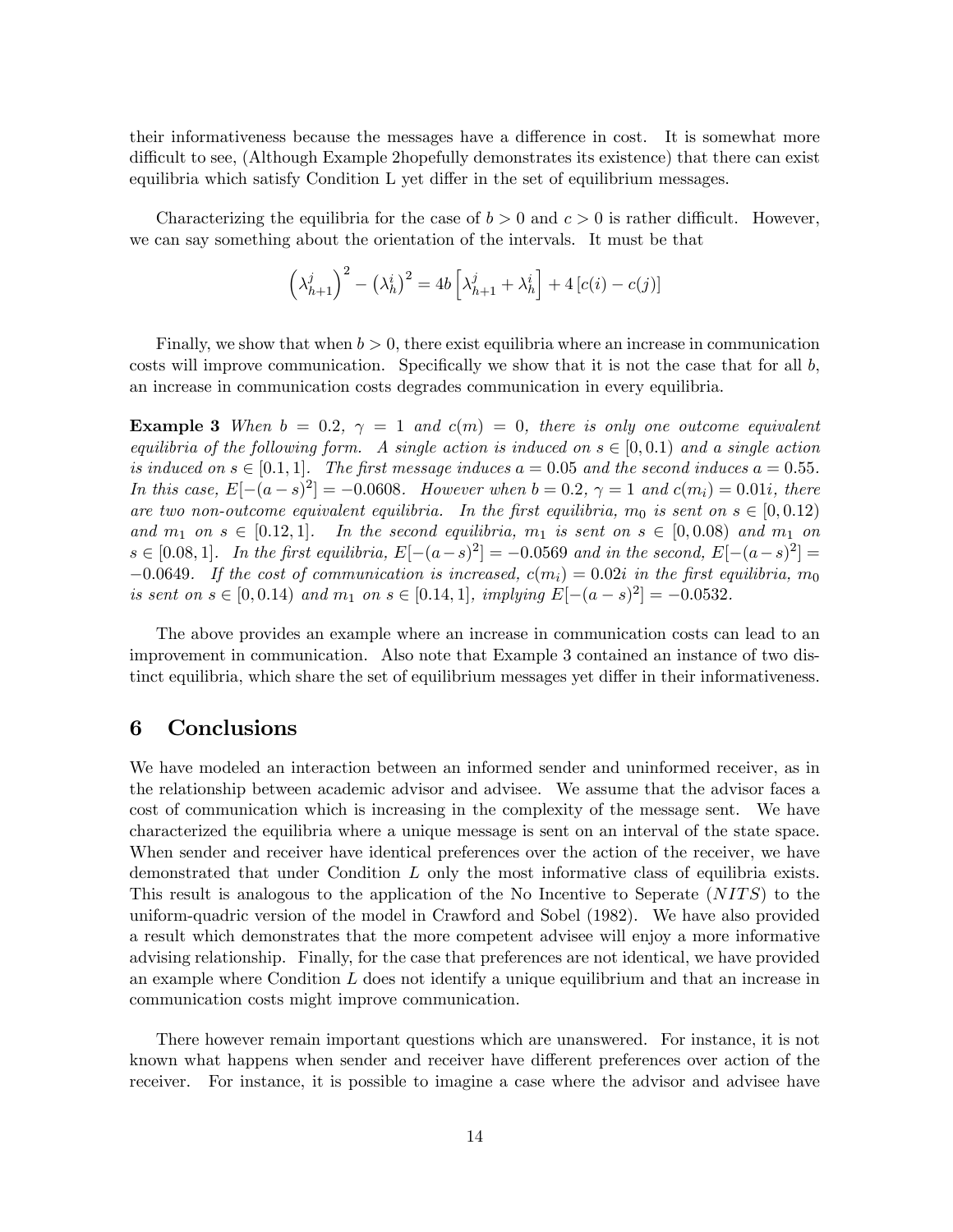their informativeness because the messages have a difference in cost. It is somewhat more difficult to see, (Although Example 2hopefully demonstrates its existence) that there can exist equilibria which satisfy Condition L yet differ in the set of equilibrium messages.

Characterizing the equilibria for the case of $b > 0$ and $c > 0$ is rather difficult. However, we can say something about the orientation of the intervals. It must be that

$$\left(\lambda_{h+1}^{j}\right)^2 - \left(\lambda_h^i\right)^2 = 4b\left[\lambda_{h+1}^{j} + \lambda_h^i\right] + 4\left[c(i) - c(j)\right]$$

Finally, we show that when $b > 0$, there exist equilibria where an increase in communication costs will improve communication. Specifically we show that it is not the case that for all $b$, an increase in communication costs degrades communication in every equilibria.

**Example 3** *When $b = 0.2$, $\gamma = 1$ and $c(m) = 0$, there is only one outcome equivalent equilibria of the following form. A single action is induced on $s \in [0, 0.1)$ and a single action is induced on $s \in [0.1, 1]$. The first message induces $a = 0.05$ and the second induces $a = 0.55$. In this case, $E[-(a-s)^2] = -0.0608$. However when $b = 0.2$, $\gamma = 1$ and $c(m_i) = 0.01i$, there are two non-outcome equivalent equilibria. In the first equilibria, $m_0$ is sent on $s \in [0, 0.12)$ and $m_1$ on $s \in [0.12, 1]$. In the second equilibria, $m_1$ is sent on $s \in [0, 0.08)$ and $m_1$ on $s \in [0.08, 1]$. In the first equilibria, $E[-(a-s)^2] = -0.0569$ and in the second, $E[-(a-s)^2] = -0.0649$. If the cost of communication is increased, $c(m_i) = 0.02i$ in the first equilibria, $m_0$ is sent on $s \in [0, 0.14)$ and $m_1$ on $s \in [0.14, 1]$, implying $E[-(a-s)^2] = -0.0532$.*

The above provides an example where an increase in communication costs can lead to an improvement in communication. Also note that Example 3 contained an instance of two distinct equilibria, which share the set of equilibrium messages yet differ in their informativeness.

## 6 Conclusions

We have modeled an interaction between an informed sender and uninformed receiver, as in the relationship between academic advisor and advisee. We assume that the advisor faces a cost of communication which is increasing in the complexity of the message sent. We have characterized the equilibria where a unique message is sent on an interval of the state space. When sender and receiver have identical preferences over the action of the receiver, we have demonstrated that under Condition $L$ only the most informative class of equilibria exists. This result is analogous to the application of the No Incentive to Seperate ($NITS$) to the uniform-quadric version of the model in Crawford and Sobel (1982). We have also provided a result which demonstrates that the more competent advisee will enjoy a more informative advising relationship. Finally, for the case that preferences are not identical, we have provided an example where Condition $L$ does not identify a unique equilibrium and that an increase in communication costs might improve communication.

There however remain important questions which are unanswered. For instance, it is not known what happens when sender and receiver have different preferences over action of the receiver. For instance, it is possible to imagine a case where the advisor and advisee have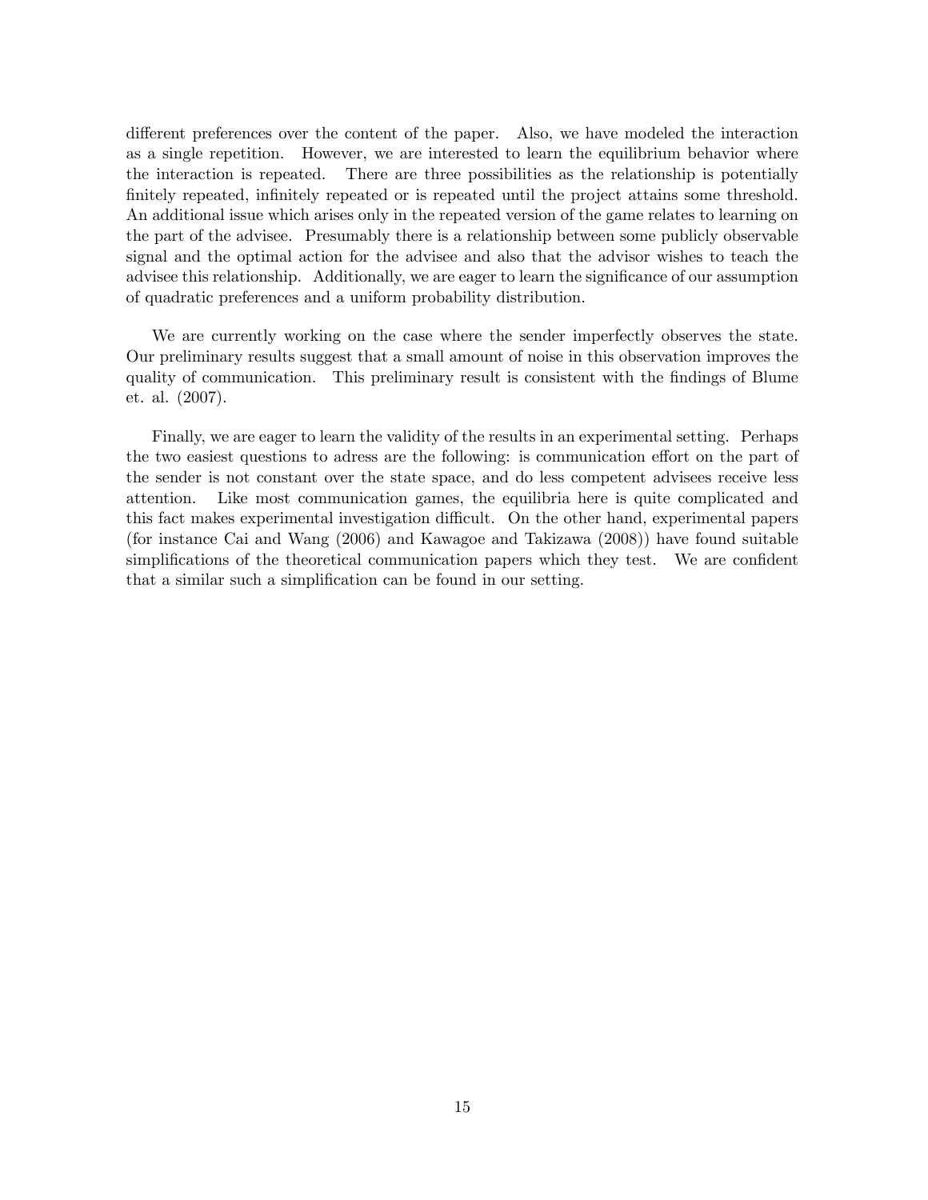different preferences over the content of the paper. Also, we have modeled the interaction as a single repetition. However, we are interested to learn the equilibrium behavior where the interaction is repeated. There are three possibilities as the relationship is potentially finitely repeated, infinitely repeated or is repeated until the project attains some threshold. An additional issue which arises only in the repeated version of the game relates to learning on the part of the advisee. Presumably there is a relationship between some publicly observable signal and the optimal action for the advisee and also that the advisor wishes to teach the advisee this relationship. Additionally, we are eager to learn the significance of our assumption of quadratic preferences and a uniform probability distribution.

We are currently working on the case where the sender imperfectly observes the state. Our preliminary results suggest that a small amount of noise in this observation improves the quality of communication. This preliminary result is consistent with the findings of Blume et. al. (2007).

Finally, we are eager to learn the validity of the results in an experimental setting. Perhaps the two easiest questions to adress are the following: is communication effort on the part of the sender is not constant over the state space, and do less competent advisees receive less attention. Like most communication games, the equilibria here is quite complicated and this fact makes experimental investigation difficult. On the other hand, experimental papers (for instance Cai and Wang (2006) and Kawagoe and Takizawa (2008)) have found suitable simplifications of the theoretical communication papers which they test. We are confident that a similar such a simplification can be found in our setting.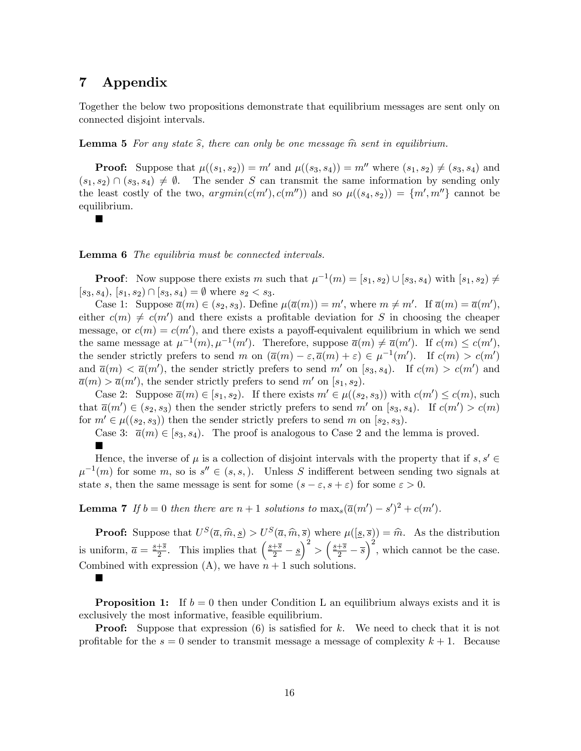# 7 Appendix

Together the below two propositions demonstrate that equilibrium messages are sent only on connected disjoint intervals.

**Lemma 5** *For any state $\widehat{s}$, there can only be one message $\widehat{m}$ sent in equilibrium.*

**Proof:** Suppose that $\mu((s_1, s_2)) = m'$ and $\mu((s_3, s_4)) = m''$ where $(s_1, s_2) \neq (s_3, s_4)$ and $(s_1, s_2) \cap (s_3, s_4) \neq \emptyset$. The sender $S$ can transmit the same information by sending only the least costly of the two, $argmin(c(m'), c(m''))$ and so $\mu((s_4, s_2)) = \{m', m''\}$ cannot be equilibrium.

■

**Lemma 6** *The equilibria must be connected intervals.*

**Proof**: Now suppose there exists $m$ such that $\mu^{-1}(m) = [s_1, s_2) \cup [s_3, s_4)$ with $[s_1, s_2) \neq [s_3, s_4)$, $[s_1, s_2) \cap [s_3, s_4) = \emptyset$ where $s_2 < s_3$.

Case 1: Suppose $\overline{a}(m) \in (s_2, s_3)$. Define $\mu(\overline{a}(m)) = m'$, where $m \neq m'$. If $\overline{a}(m) = \overline{a}(m')$, either $c(m) \neq c(m')$ and there exists a profitable deviation for $S$ in choosing the cheaper message, or $c(m) = c(m')$, and there exists a payoff-equivalent equilibrium in which we send the same message at $\mu^{-1}(m), \mu^{-1}(m')$. Therefore, suppose $\overline{a}(m) \neq \overline{a}(m')$. If $c(m) \leq c(m')$, the sender strictly prefers to send $m$ on $(\overline{a}(m) - \varepsilon, \overline{a}(m) + \varepsilon) \in \mu^{-1}(m')$. If $c(m) > c(m')$ and $\overline{a}(m) < \overline{a}(m')$, the sender strictly prefers to send $m'$ on $[s_3, s_4)$. If $c(m) > c(m')$ and $\overline{a}(m) > \overline{a}(m')$, the sender strictly prefers to send $m'$ on $[s_1, s_2)$.

Case 2: Suppose $\overline{a}(m) \in [s_1, s_2)$. If there exists $m' \in \mu((s_2, s_3))$ with $c(m') \leq c(m)$, such that $\overline{a}(m') \in (s_2, s_3)$ then the sender strictly prefers to send $m'$ on $[s_3, s_4)$. If $c(m') > c(m)$ for $m' \in \mu((s_2, s_3))$ then the sender strictly prefers to send $m$ on $[s_2, s_3)$.

Case 3: $\overline{a}(m) \in [s_3, s_4)$. The proof is analogous to Case 2 and the lemma is proved.

■

Hence, the inverse of $\mu$ is a collection of disjoint intervals with the property that if $s, s' \in \mu^{-1}(m)$ for some $m$, so is $s'' \in (s, s,)$. Unless $S$ indifferent between sending two signals at state $s$, then the same message is sent for some $(s - \varepsilon, s + \varepsilon)$ for some $\varepsilon > 0$.

**Lemma 7** *If $b = 0$ then there are $n + 1$ solutions to $\max_s(\overline{a}(m') - s')^2 + c(m')$.*

**Proof:** Suppose that $U^S(\overline{a}, \widehat{m}, \underline{s}) > U^S(\overline{a}, \widehat{m}, \overline{s})$ where $\mu([\underline{s}, \overline{s})) = \widehat{m}$. As the distribution is uniform, $\overline{a} = \frac{\underline{s}+\overline{s}}{2}$. This implies that $\left(\frac{\underline{s}+\overline{s}}{2} - \underline{s}\right)^2 > \left(\frac{\underline{s}+\overline{s}}{2} - \overline{s}\right)^2$, which cannot be the case. Combined with expression (A), we have $n + 1$ such solutions.

■

**Proposition 1:** If $b = 0$ then under Condition L an equilibrium always exists and it is exclusively the most informative, feasible equilibrium.

**Proof:** Suppose that expression (6) is satisfied for $k$. We need to check that it is not profitable for the $s = 0$ sender to transmit message a message of complexity $k + 1$. Because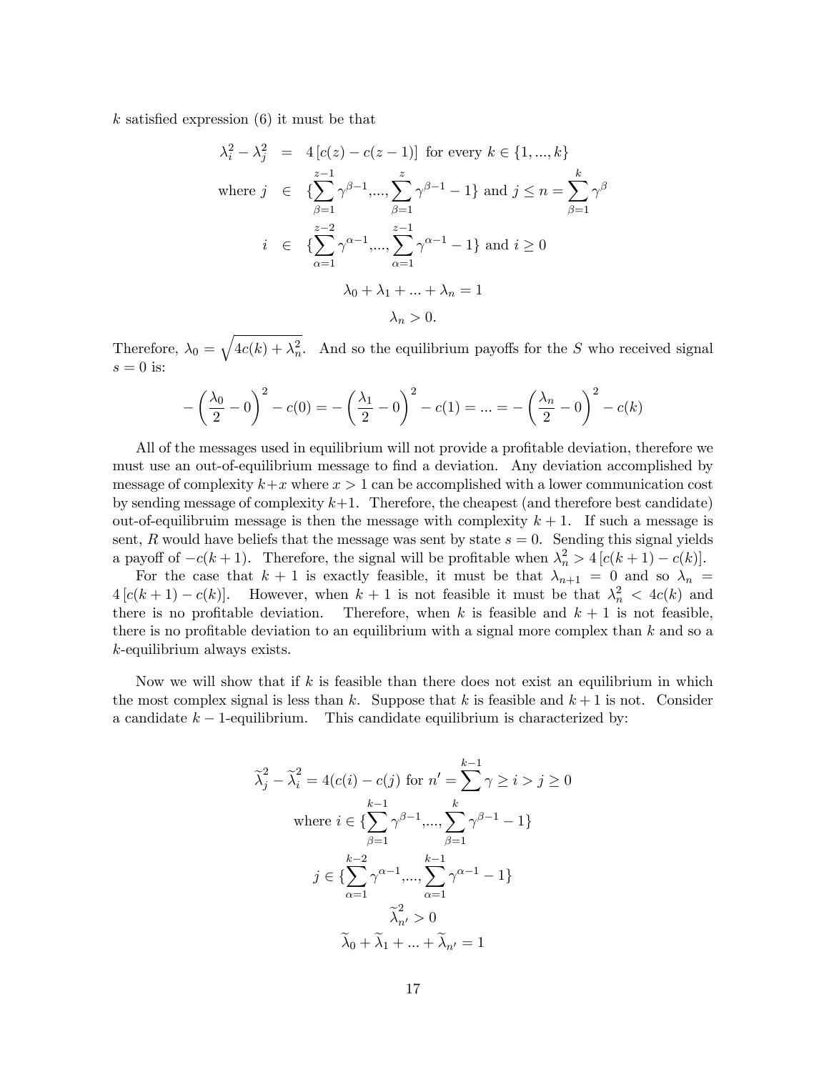$k$ satisfied expression (6) it must be that

$$
\begin{aligned}
\lambda_i^2 - \lambda_j^2 &= 4\left[c(z) - c(z-1)\right] \text{ for every } k \in \{1, ..., k\} \\
\text{where } j &\in \{\sum_{\beta=1}^{z-1} \gamma^{\beta-1}, ..., \sum_{\beta=1}^{z} \gamma^{\beta-1} - 1\} \text{ and } j \leq n = \sum_{\beta=1}^{k} \gamma^{\beta} \\
i &\in \{\sum_{\alpha=1}^{z-2} \gamma^{\alpha-1}, ..., \sum_{\alpha=1}^{z-1} \gamma^{\alpha-1} - 1\} \text{ and } i \geq 0 \\
&\lambda_0 + \lambda_1 + ... + \lambda_n = 1 \\
&\lambda_n > 0.
\end{aligned}
$$

Therefore, $\lambda_0 = \sqrt{4c(k) + \lambda_n^2}$. And so the equilibrium payoffs for the $S$ who received signal $s = 0$ is:

$$
-\left(\frac{\lambda_0}{2} - 0\right)^2 - c(0) = -\left(\frac{\lambda_1}{2} - 0\right)^2 - c(1) = ... = -\left(\frac{\lambda_n}{2} - 0\right)^2 - c(k)
$$

All of the messages used in equilibrium will not provide a profitable deviation, therefore we must use an out-of-equilibrium message to find a deviation. Any deviation accomplished by message of complexity $k+x$ where $x > 1$ can be accomplished with a lower communication cost by sending message of complexity $k+1$. Therefore, the cheapest (and therefore best candidate) out-of-equilibruim message is then the message with complexity $k+1$. If such a message is sent, $R$ would have beliefs that the message was sent by state $s = 0$. Sending this signal yields a payoff of $-c(k+1)$. Therefore, the signal will be profitable when $\lambda_n^2 > 4\left[c(k+1) - c(k)\right]$.

For the case that $k+1$ is exactly feasible, it must be that $\lambda_{n+1} = 0$ and so $\lambda_n = 4\left[c(k+1) - c(k)\right]$. However, when $k+1$ is not feasible it must be that $\lambda_n^2 < 4c(k)$ and there is no profitable deviation. Therefore, when $k$ is feasible and $k+1$ is not feasible, there is no profitable deviation to an equilibrium with a signal more complex than $k$ and so a $k$-equilibrium always exists.

Now we will show that if $k$ is feasible than there does not exist an equilibrium in which the most complex signal is less than $k$. Suppose that $k$ is feasible and $k+1$ is not. Consider a candidate $k-1$-equilibrium. This candidate equilibrium is characterized by:

$$
\begin{gathered}
\widetilde{\lambda}_j^2 - \widetilde{\lambda}_i^2 = 4(c(i) - c(j) \text{ for } n' = \sum^{k-1} \gamma \geq i > j \geq 0 \\
\text{where } i \in \{\sum_{\beta=1}^{k-1} \gamma^{\beta-1}, ..., \sum_{\beta=1}^{k} \gamma^{\beta-1} - 1\} \\
j \in \{\sum_{\alpha=1}^{k-2} \gamma^{\alpha-1}, ..., \sum_{\alpha=1}^{k-1} \gamma^{\alpha-1} - 1\} \\
\widetilde{\lambda}_{n'}^2 > 0 \\
\widetilde{\lambda}_0 + \widetilde{\lambda}_1 + ... + \widetilde{\lambda}_{n'} = 1
\end{gathered}
$$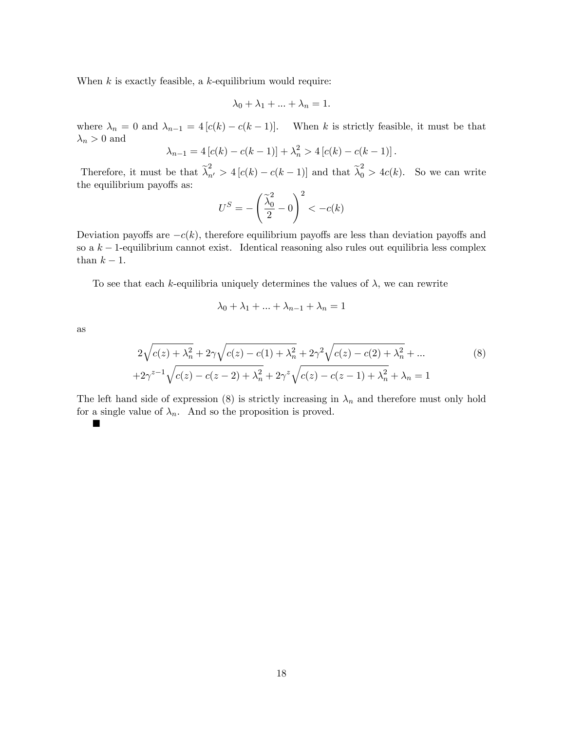When $k$ is exactly feasible, a $k$-equilibrium would require:

$$\lambda_0 + \lambda_1 + ... + \lambda_n = 1.$$

where $\lambda_n = 0$ and $\lambda_{n-1} = 4\left[c(k) - c(k-1)\right]$. When $k$ is strictly feasible, it must be that $\lambda_n > 0$ and

$$\lambda_{n-1} = 4\left[c(k) - c(k-1)\right] + \lambda_n^2 > 4\left[c(k) - c(k-1)\right].$$

Therefore, it must be that $\widetilde{\lambda}_{n'}^2 > 4\left[c(k) - c(k-1)\right]$ and that $\widetilde{\lambda}_0^2 > 4c(k)$. So we can write the equilibrium payoffs as:

$$U^S = -\left(\frac{\widetilde{\lambda}_0^2}{2} - 0\right)^2 < -c(k)$$

Deviation payoffs are $-c(k)$, therefore equilibrium payoffs are less than deviation payoffs and so a $k-1$-equilibrium cannot exist. Identical reasoning also rules out equilibria less complex than $k-1$.

To see that each $k$-equilibria uniquely determines the values of $\lambda$, we can rewrite

$$\lambda_0 + \lambda_1 + ... + \lambda_{n-1} + \lambda_n = 1$$

as

$$2\sqrt{c(z) + \lambda_n^2} + 2\gamma\sqrt{c(z) - c(1) + \lambda_n^2} + 2\gamma^2\sqrt{c(z) - c(2) + \lambda_n^2} + ... \tag{8}$$
$$+ 2\gamma^{z-1}\sqrt{c(z) - c(z-2) + \lambda_n^2} + 2\gamma^z\sqrt{c(z) - c(z-1) + \lambda_n^2} + \lambda_n = 1$$

The left hand side of expression (8) is strictly increasing in $\lambda_n$ and therefore must only hold for a single value of $\lambda_n$. And so the proposition is proved.

■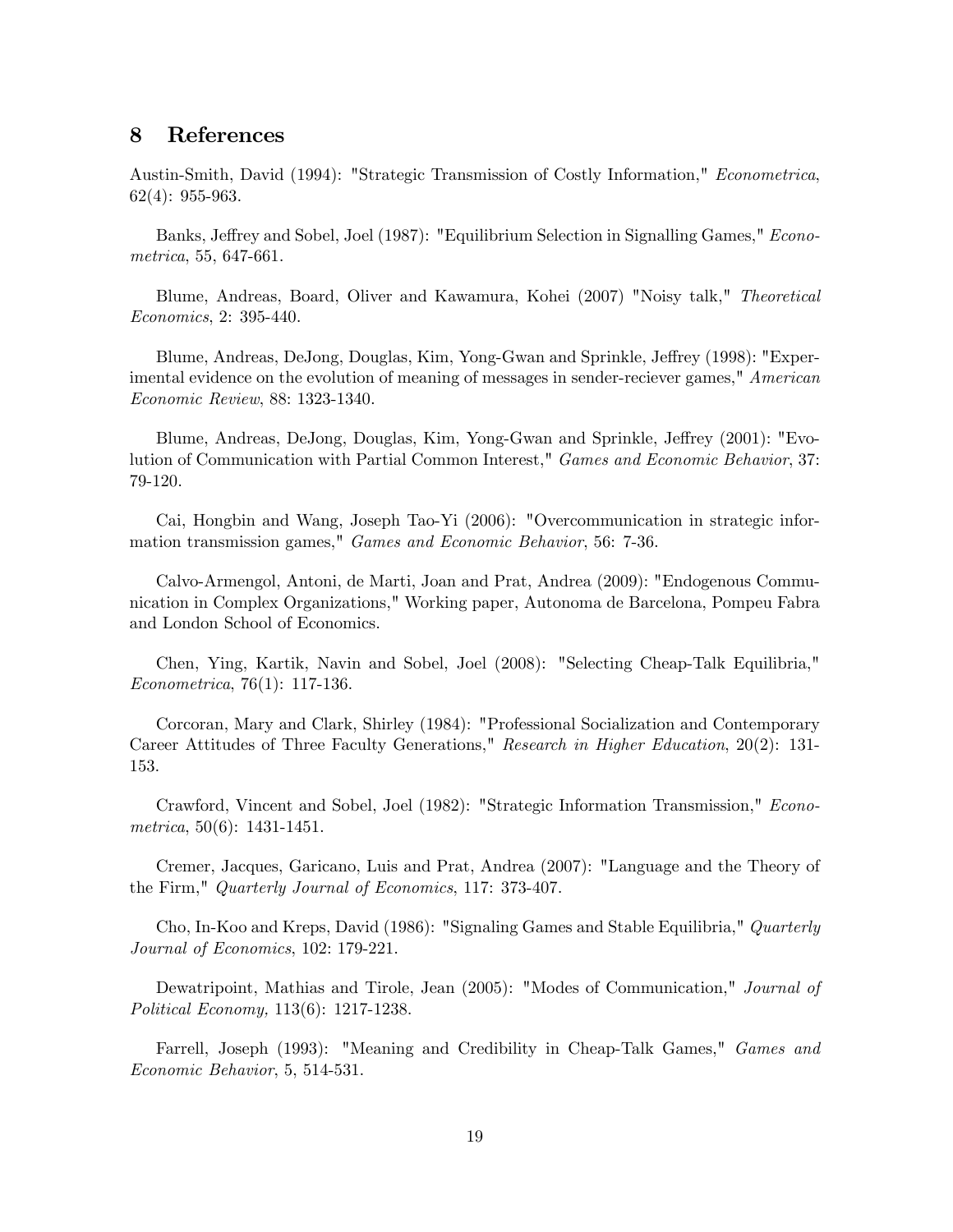## 8 References

Austin-Smith, David (1994): "Strategic Transmission of Costly Information," *Econometrica*, 62(4): 955-963.

Banks, Jeffrey and Sobel, Joel (1987): "Equilibrium Selection in Signalling Games," *Econometrica*, 55, 647-661.

Blume, Andreas, Board, Oliver and Kawamura, Kohei (2007) "Noisy talk," *Theoretical Economics*, 2: 395-440.

Blume, Andreas, DeJong, Douglas, Kim, Yong-Gwan and Sprinkle, Jeffrey (1998): "Experimental evidence on the evolution of meaning of messages in sender-reciever games," *American Economic Review*, 88: 1323-1340.

Blume, Andreas, DeJong, Douglas, Kim, Yong-Gwan and Sprinkle, Jeffrey (2001): "Evolution of Communication with Partial Common Interest," *Games and Economic Behavior*, 37: 79-120.

Cai, Hongbin and Wang, Joseph Tao-Yi (2006): "Overcommunication in strategic information transmission games," *Games and Economic Behavior*, 56: 7-36.

Calvo-Armengol, Antoni, de Marti, Joan and Prat, Andrea (2009): "Endogenous Communication in Complex Organizations," Working paper, Autonoma de Barcelona, Pompeu Fabra and London School of Economics.

Chen, Ying, Kartik, Navin and Sobel, Joel (2008): "Selecting Cheap-Talk Equilibria," *Econometrica*, 76(1): 117-136.

Corcoran, Mary and Clark, Shirley (1984): "Professional Socialization and Contemporary Career Attitudes of Three Faculty Generations," *Research in Higher Education*, 20(2): 131-153.

Crawford, Vincent and Sobel, Joel (1982): "Strategic Information Transmission," *Econometrica*, 50(6): 1431-1451.

Cremer, Jacques, Garicano, Luis and Prat, Andrea (2007): "Language and the Theory of the Firm," *Quarterly Journal of Economics*, 117: 373-407.

Cho, In-Koo and Kreps, David (1986): "Signaling Games and Stable Equilibria," *Quarterly Journal of Economics*, 102: 179-221.

Dewatripoint, Mathias and Tirole, Jean (2005): "Modes of Communication," *Journal of Political Economy,* 113(6): 1217-1238.

Farrell, Joseph (1993): "Meaning and Credibility in Cheap-Talk Games," *Games and Economic Behavior*, 5, 514-531.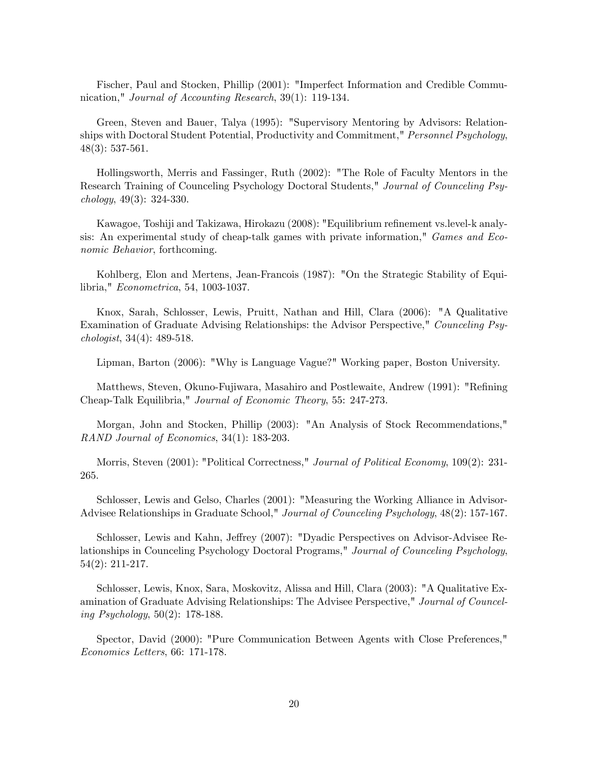Fischer, Paul and Stocken, Phillip (2001): "Imperfect Information and Credible Communication," *Journal of Accounting Research*, 39(1): 119-134.

Green, Steven and Bauer, Talya (1995): "Supervisory Mentoring by Advisors: Relationships with Doctoral Student Potential, Productivity and Commitment," *Personnel Psychology*, 48(3): 537-561.

Hollingsworth, Merris and Fassinger, Ruth (2002): "The Role of Faculty Mentors in the Research Training of Counceling Psychology Doctoral Students," *Journal of Counceling Psychology*, 49(3): 324-330.

Kawagoe, Toshiji and Takizawa, Hirokazu (2008): "Equilibrium refinement vs.level-k analysis: An experimental study of cheap-talk games with private information," *Games and Economic Behavior*, forthcoming.

Kohlberg, Elon and Mertens, Jean-Francois (1987): "On the Strategic Stability of Equilibria," *Econometrica*, 54, 1003-1037.

Knox, Sarah, Schlosser, Lewis, Pruitt, Nathan and Hill, Clara (2006): "A Qualitative Examination of Graduate Advising Relationships: the Advisor Perspective," *Counceling Psychologist*, 34(4): 489-518.

Lipman, Barton (2006): "Why is Language Vague?" Working paper, Boston University.

Matthews, Steven, Okuno-Fujiwara, Masahiro and Postlewaite, Andrew (1991): "Refining Cheap-Talk Equilibria," *Journal of Economic Theory*, 55: 247-273.

Morgan, John and Stocken, Phillip (2003): "An Analysis of Stock Recommendations," *RAND Journal of Economics*, 34(1): 183-203.

Morris, Steven (2001): "Political Correctness," *Journal of Political Economy*, 109(2): 231-265.

Schlosser, Lewis and Gelso, Charles (2001): "Measuring the Working Alliance in Advisor-Advisee Relationships in Graduate School," *Journal of Counceling Psychology*, 48(2): 157-167.

Schlosser, Lewis and Kahn, Jeffrey (2007): "Dyadic Perspectives on Advisor-Advisee Relationships in Counceling Psychology Doctoral Programs," *Journal of Counceling Psychology*, 54(2): 211-217.

Schlosser, Lewis, Knox, Sara, Moskovitz, Alissa and Hill, Clara (2003): "A Qualitative Examination of Graduate Advising Relationships: The Advisee Perspective," *Journal of Councel-ing Psychology*, 50(2): 178-188.

Spector, David (2000): "Pure Communication Between Agents with Close Preferences," *Economics Letters*, 66: 171-178.